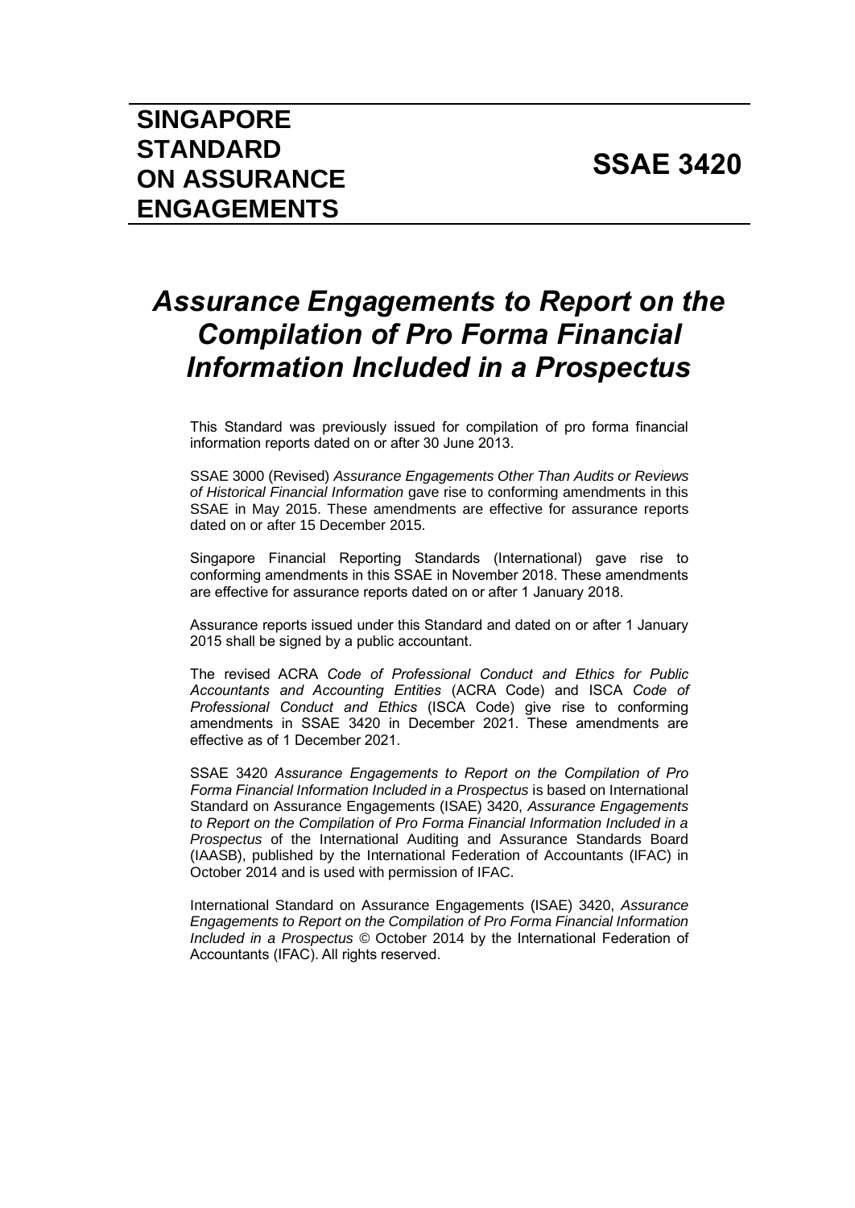# SINGAPORE STANDARD ON ASSURANCE ENGAGEMENTS

# SSAE 3420

# *Assurance Engagements to Report on the Compilation of Pro Forma Financial Information Included in a Prospectus*

This Standard was previously issued for compilation of pro forma financial information reports dated on or after 30 June 2013.

SSAE 3000 (Revised) *Assurance Engagements Other Than Audits or Reviews of Historical Financial Information* gave rise to conforming amendments in this SSAE in May 2015. These amendments are effective for assurance reports dated on or after 15 December 2015.

Singapore Financial Reporting Standards (International) gave rise to conforming amendments in this SSAE in November 2018. These amendments are effective for assurance reports dated on or after 1 January 2018.

Assurance reports issued under this Standard and dated on or after 1 January 2015 shall be signed by a public accountant.

The revised ACRA *Code of Professional Conduct and Ethics for Public Accountants and Accounting Entities* (ACRA Code) and ISCA *Code of Professional Conduct and Ethics* (ISCA Code) give rise to conforming amendments in SSAE 3420 in December 2021. These amendments are effective as of 1 December 2021.

SSAE 3420 *Assurance Engagements to Report on the Compilation of Pro Forma Financial Information Included in a Prospectus* is based on International Standard on Assurance Engagements (ISAE) 3420, *Assurance Engagements to Report on the Compilation of Pro Forma Financial Information Included in a Prospectus* of the International Auditing and Assurance Standards Board (IAASB), published by the International Federation of Accountants (IFAC) in October 2014 and is used with permission of IFAC.

International Standard on Assurance Engagements (ISAE) 3420, *Assurance Engagements to Report on the Compilation of Pro Forma Financial Information Included in a Prospectus* © October 2014 by the International Federation of Accountants (IFAC). All rights reserved.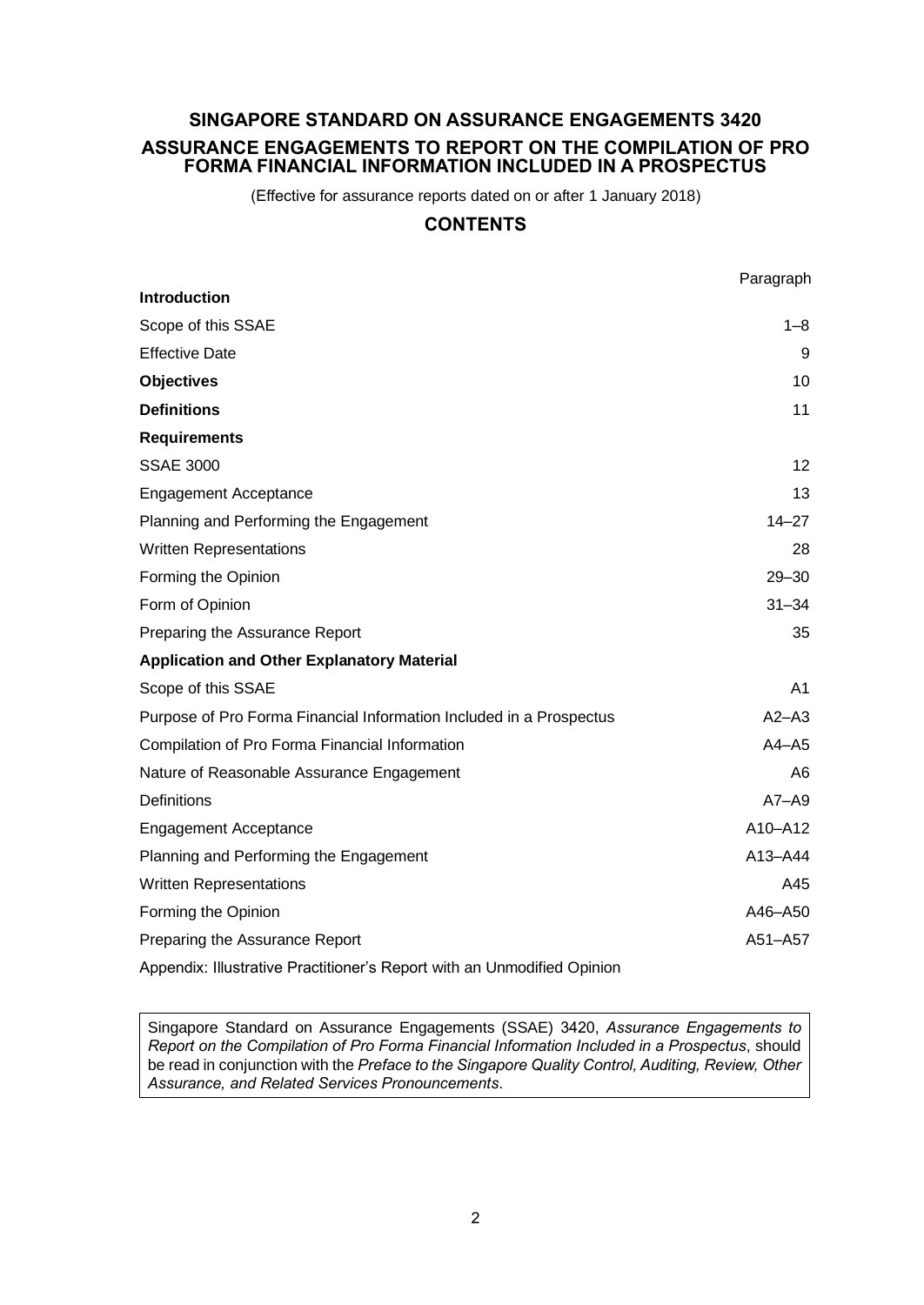# SINGAPORE STANDARD ON ASSURANCE ENGAGEMENTS 3420

## ASSURANCE ENGAGEMENTS TO REPORT ON THE COMPILATION OF PRO FORMA FINANCIAL INFORMATION INCLUDED IN A PROSPECTUS

(Effective for assurance reports dated on or after 1 January 2018)

## CONTENTS

| | Paragraph |
|---|---|
| **Introduction** | |
| Scope of this SSAE | 1–8 |
| Effective Date | 9 |
| **Objectives** | 10 |
| **Definitions** | 11 |
| **Requirements** | |
| SSAE 3000 | 12 |
| Engagement Acceptance | 13 |
| Planning and Performing the Engagement | 14–27 |
| Written Representations | 28 |
| Forming the Opinion | 29–30 |
| Form of Opinion | 31–34 |
| Preparing the Assurance Report | 35 |
| **Application and Other Explanatory Material** | |
| Scope of this SSAE | A1 |
| Purpose of Pro Forma Financial Information Included in a Prospectus | A2–A3 |
| Compilation of Pro Forma Financial Information | A4–A5 |
| Nature of Reasonable Assurance Engagement | A6 |
| Definitions | A7–A9 |
| Engagement Acceptance | A10–A12 |
| Planning and Performing the Engagement | A13–A44 |
| Written Representations | A45 |
| Forming the Opinion | A46–A50 |
| Preparing the Assurance Report | A51–A57 |
| Appendix: Illustrative Practitioner's Report with an Unmodified Opinion | |

Singapore Standard on Assurance Engagements (SSAE) 3420, *Assurance Engagements to Report on the Compilation of Pro Forma Financial Information Included in a Prospectus*, should be read in conjunction with the *Preface to the Singapore Quality Control, Auditing, Review, Other Assurance, and Related Services Pronouncements*.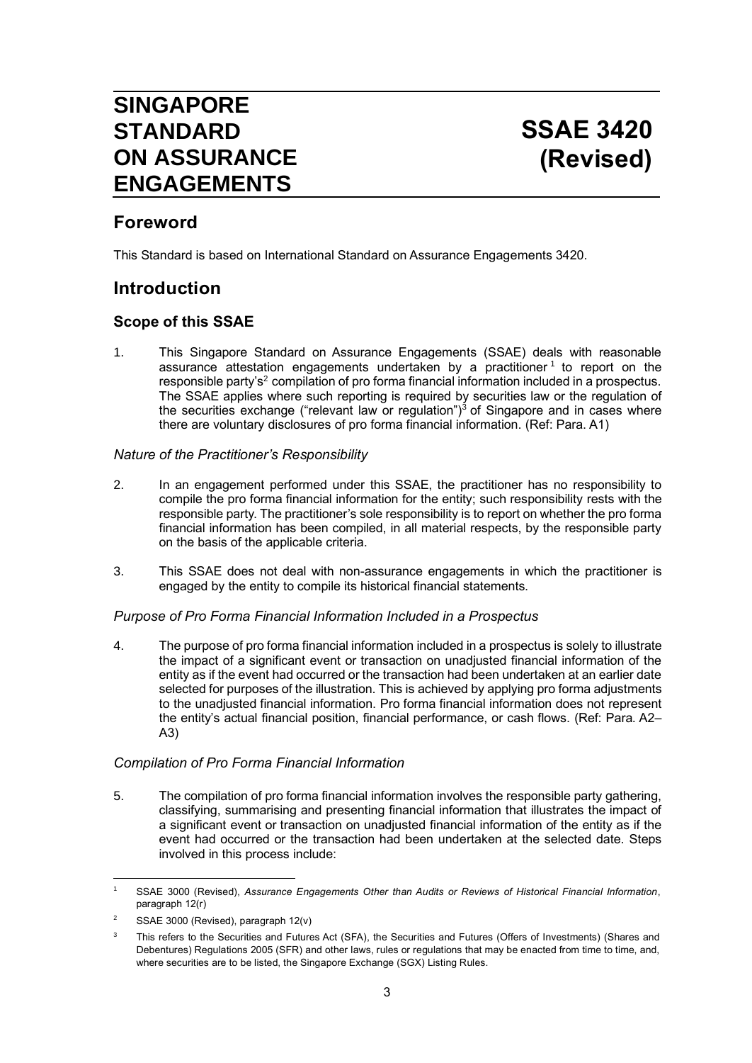# SINGAPORE STANDARD ON ASSURANCE ENGAGEMENTS

# SSAE 3420 (Revised)

## Foreword

This Standard is based on International Standard on Assurance Engagements 3420.

## Introduction

### Scope of this SSAE

1. This Singapore Standard on Assurance Engagements (SSAE) deals with reasonable assurance attestation engagements undertaken by a practitioner[1] to report on the responsible party's[2] compilation of pro forma financial information included in a prospectus. The SSAE applies where such reporting is required by securities law or the regulation of the securities exchange ("relevant law or regulation")[3] of Singapore and in cases where there are voluntary disclosures of pro forma financial information. (Ref: Para. A1)

*Nature of the Practitioner's Responsibility*

2. In an engagement performed under this SSAE, the practitioner has no responsibility to compile the pro forma financial information for the entity; such responsibility rests with the responsible party. The practitioner's sole responsibility is to report on whether the pro forma financial information has been compiled, in all material respects, by the responsible party on the basis of the applicable criteria.

3. This SSAE does not deal with non-assurance engagements in which the practitioner is engaged by the entity to compile its historical financial statements.

*Purpose of Pro Forma Financial Information Included in a Prospectus*

4. The purpose of pro forma financial information included in a prospectus is solely to illustrate the impact of a significant event or transaction on unadjusted financial information of the entity as if the event had occurred or the transaction had been undertaken at an earlier date selected for purposes of the illustration. This is achieved by applying pro forma adjustments to the unadjusted financial information. Pro forma financial information does not represent the entity's actual financial position, financial performance, or cash flows. (Ref: Para. A2–A3)

*Compilation of Pro Forma Financial Information*

5. The compilation of pro forma financial information involves the responsible party gathering, classifying, summarising and presenting financial information that illustrates the impact of a significant event or transaction on unadjusted financial information of the entity as if the event had occurred or the transaction had been undertaken at the selected date. Steps involved in this process include:

---

[1] SSAE 3000 (Revised), *Assurance Engagements Other than Audits or Reviews of Historical Financial Information*, paragraph 12(r)

[2] SSAE 3000 (Revised), paragraph 12(v)

[3] This refers to the Securities and Futures Act (SFA), the Securities and Futures (Offers of Investments) (Shares and Debentures) Regulations 2005 (SFR) and other laws, rules or regulations that may be enacted from time to time, and, where securities are to be listed, the Singapore Exchange (SGX) Listing Rules.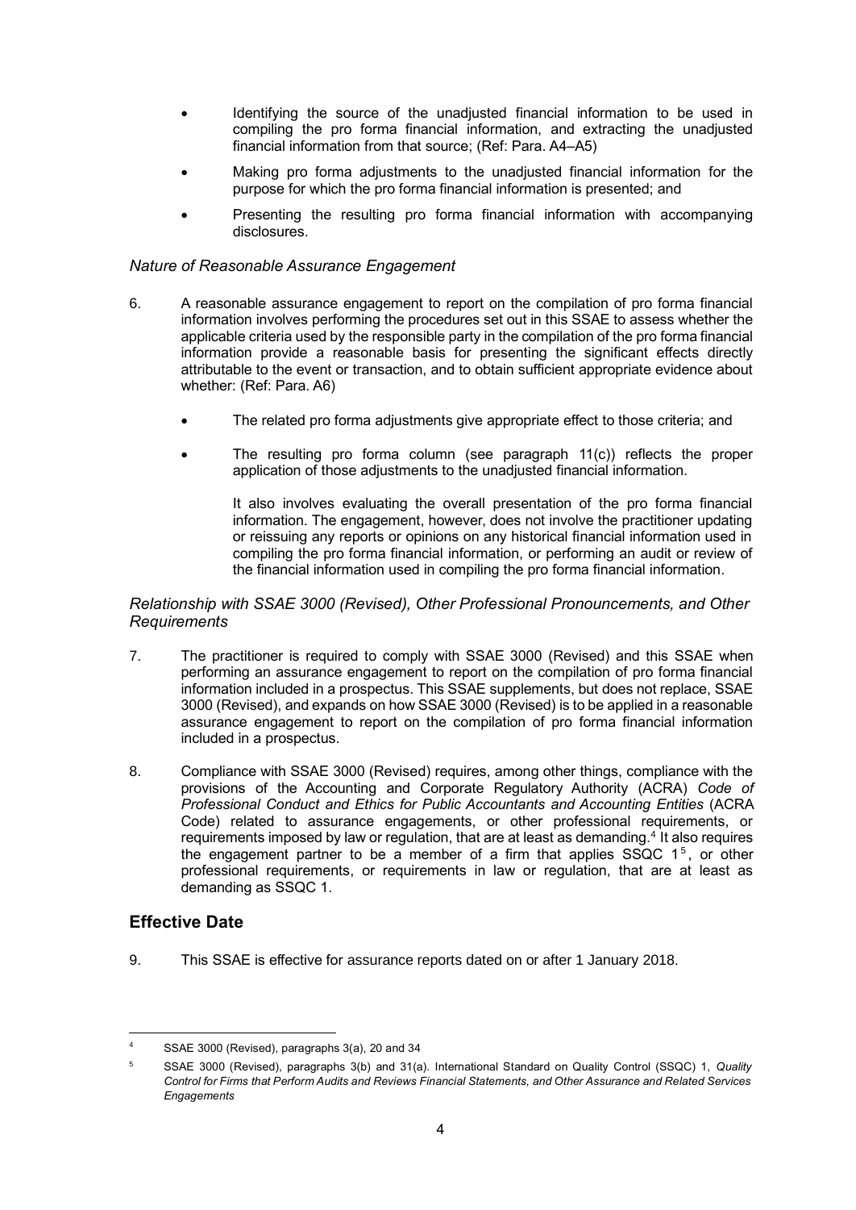- Identifying the source of the unadjusted financial information to be used in compiling the pro forma financial information, and extracting the unadjusted financial information from that source; (Ref: Para. A4–A5)
- Making pro forma adjustments to the unadjusted financial information for the purpose for which the pro forma financial information is presented; and
- Presenting the resulting pro forma financial information with accompanying disclosures.

*Nature of Reasonable Assurance Engagement*

6. A reasonable assurance engagement to report on the compilation of pro forma financial information involves performing the procedures set out in this SSAE to assess whether the applicable criteria used by the responsible party in the compilation of the pro forma financial information provide a reasonable basis for presenting the significant effects directly attributable to the event or transaction, and to obtain sufficient appropriate evidence about whether: (Ref: Para. A6)

   - The related pro forma adjustments give appropriate effect to those criteria; and
   - The resulting pro forma column (see paragraph 11(c)) reflects the proper application of those adjustments to the unadjusted financial information.

   It also involves evaluating the overall presentation of the pro forma financial information. The engagement, however, does not involve the practitioner updating or reissuing any reports or opinions on any historical financial information used in compiling the pro forma financial information, or performing an audit or review of the financial information used in compiling the pro forma financial information.

*Relationship with SSAE 3000 (Revised), Other Professional Pronouncements, and Other Requirements*

7. The practitioner is required to comply with SSAE 3000 (Revised) and this SSAE when performing an assurance engagement to report on the compilation of pro forma financial information included in a prospectus. This SSAE supplements, but does not replace, SSAE 3000 (Revised), and expands on how SSAE 3000 (Revised) is to be applied in a reasonable assurance engagement to report on the compilation of pro forma financial information included in a prospectus.

8. Compliance with SSAE 3000 (Revised) requires, among other things, compliance with the provisions of the Accounting and Corporate Regulatory Authority (ACRA) *Code of Professional Conduct and Ethics for Public Accountants and Accounting Entities* (ACRA Code) related to assurance engagements, or other professional requirements, or requirements imposed by law or regulation, that are at least as demanding.[4] It also requires the engagement partner to be a member of a firm that applies SSQC 1[5], or other professional requirements, or requirements in law or regulation, that are at least as demanding as SSQC 1.

## Effective Date

9. This SSAE is effective for assurance reports dated on or after 1 January 2018.

---

[4] SSAE 3000 (Revised), paragraphs 3(a), 20 and 34

[5] SSAE 3000 (Revised), paragraphs 3(b) and 31(a). International Standard on Quality Control (SSQC) 1, *Quality Control for Firms that Perform Audits and Reviews Financial Statements, and Other Assurance and Related Services Engagements*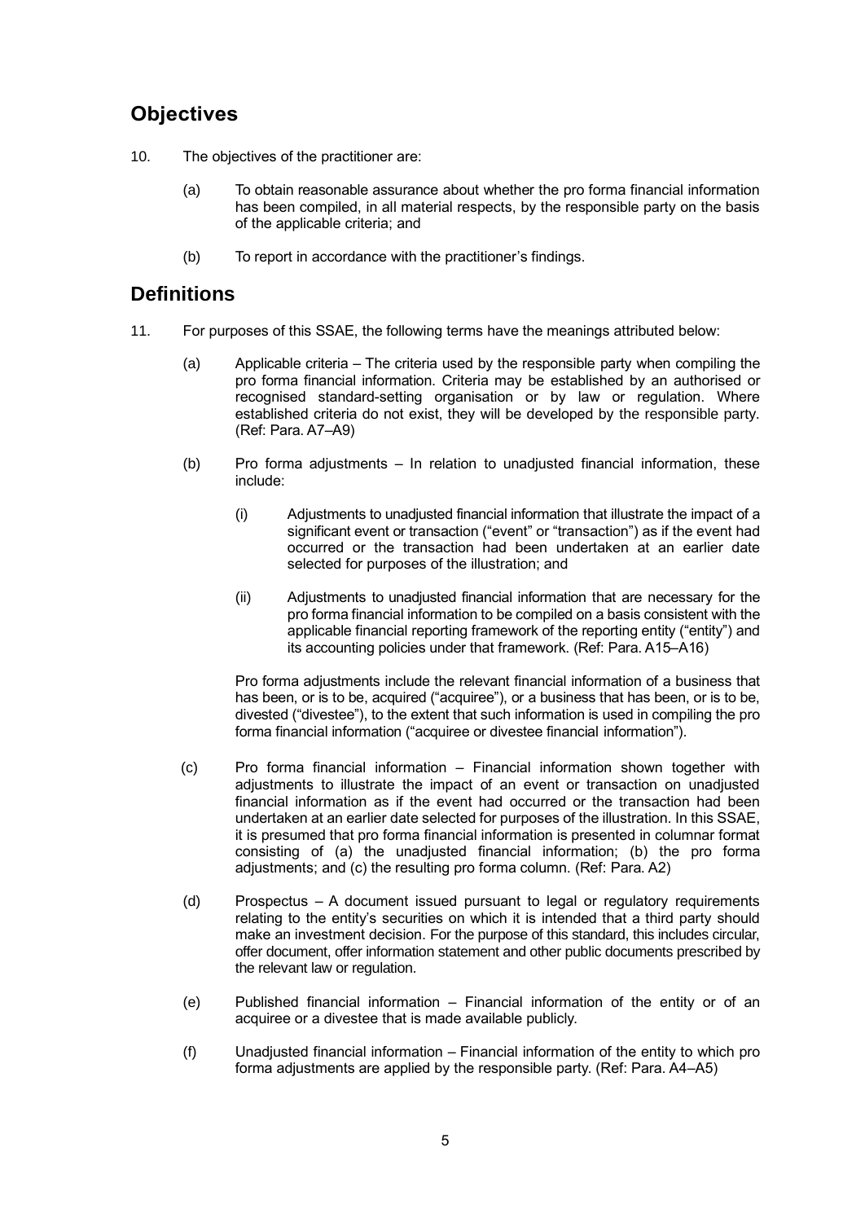## Objectives

10. The objectives of the practitioner are:

    (a) To obtain reasonable assurance about whether the pro forma financial information has been compiled, in all material respects, by the responsible party on the basis of the applicable criteria; and

    (b) To report in accordance with the practitioner's findings.

## Definitions

11. For purposes of this SSAE, the following terms have the meanings attributed below:

    (a) Applicable criteria – The criteria used by the responsible party when compiling the pro forma financial information. Criteria may be established by an authorised or recognised standard-setting organisation or by law or regulation. Where established criteria do not exist, they will be developed by the responsible party. (Ref: Para. A7–A9)

    (b) Pro forma adjustments – In relation to unadjusted financial information, these include:

        (i) Adjustments to unadjusted financial information that illustrate the impact of a significant event or transaction ("event" or "transaction") as if the event had occurred or the transaction had been undertaken at an earlier date selected for purposes of the illustration; and

        (ii) Adjustments to unadjusted financial information that are necessary for the pro forma financial information to be compiled on a basis consistent with the applicable financial reporting framework of the reporting entity ("entity") and its accounting policies under that framework. (Ref: Para. A15–A16)

        Pro forma adjustments include the relevant financial information of a business that has been, or is to be, acquired ("acquiree"), or a business that has been, or is to be, divested ("divestee"), to the extent that such information is used in compiling the pro forma financial information ("acquiree or divestee financial information").

    (c) Pro forma financial information – Financial information shown together with adjustments to illustrate the impact of an event or transaction on unadjusted financial information as if the event had occurred or the transaction had been undertaken at an earlier date selected for purposes of the illustration. In this SSAE, it is presumed that pro forma financial information is presented in columnar format consisting of (a) the unadjusted financial information; (b) the pro forma adjustments; and (c) the resulting pro forma column. (Ref: Para. A2)

    (d) Prospectus – A document issued pursuant to legal or regulatory requirements relating to the entity's securities on which it is intended that a third party should make an investment decision. For the purpose of this standard, this includes circular, offer document, offer information statement and other public documents prescribed by the relevant law or regulation.

    (e) Published financial information – Financial information of the entity or of an acquiree or a divestee that is made available publicly.

    (f) Unadjusted financial information – Financial information of the entity to which pro forma adjustments are applied by the responsible party. (Ref: Para. A4–A5)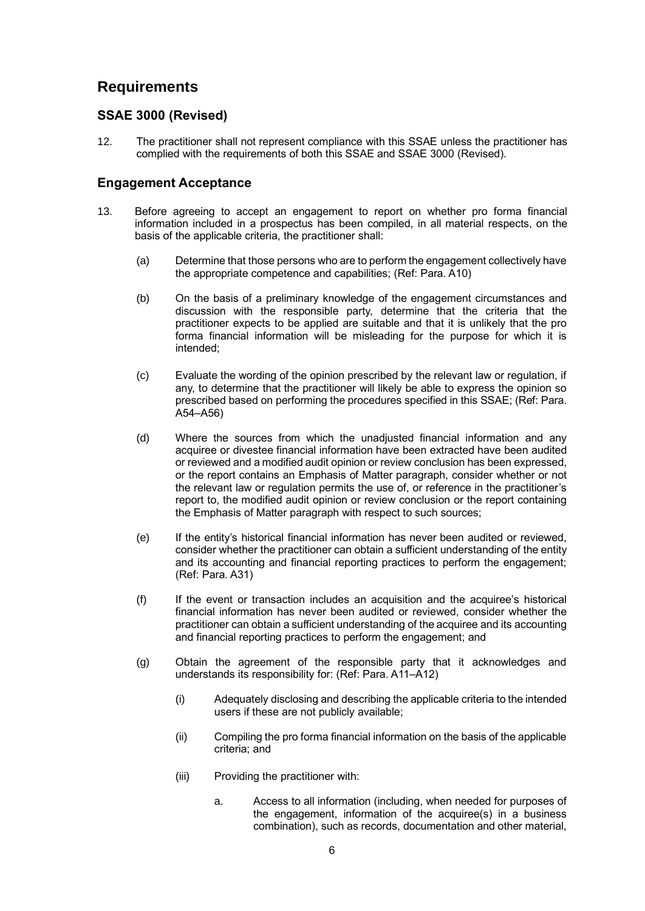## Requirements

### SSAE 3000 (Revised)

12. The practitioner shall not represent compliance with this SSAE unless the practitioner has complied with the requirements of both this SSAE and SSAE 3000 (Revised).

### Engagement Acceptance

13. Before agreeing to accept an engagement to report on whether pro forma financial information included in a prospectus has been compiled, in all material respects, on the basis of the applicable criteria, the practitioner shall:

    (a) Determine that those persons who are to perform the engagement collectively have the appropriate competence and capabilities; (Ref: Para. A10)

    (b) On the basis of a preliminary knowledge of the engagement circumstances and discussion with the responsible party, determine that the criteria that the practitioner expects to be applied are suitable and that it is unlikely that the pro forma financial information will be misleading for the purpose for which it is intended;

    (c) Evaluate the wording of the opinion prescribed by the relevant law or regulation, if any, to determine that the practitioner will likely be able to express the opinion so prescribed based on performing the procedures specified in this SSAE; (Ref: Para. A54–A56)

    (d) Where the sources from which the unadjusted financial information and any acquiree or divestee financial information have been extracted have been audited or reviewed and a modified audit opinion or review conclusion has been expressed, or the report contains an Emphasis of Matter paragraph, consider whether or not the relevant law or regulation permits the use of, or reference in the practitioner's report to, the modified audit opinion or review conclusion or the report containing the Emphasis of Matter paragraph with respect to such sources;

    (e) If the entity's historical financial information has never been audited or reviewed, consider whether the practitioner can obtain a sufficient understanding of the entity and its accounting and financial reporting practices to perform the engagement; (Ref: Para. A31)

    (f) If the event or transaction includes an acquisition and the acquiree's historical financial information has never been audited or reviewed, consider whether the practitioner can obtain a sufficient understanding of the acquiree and its accounting and financial reporting practices to perform the engagement; and

    (g) Obtain the agreement of the responsible party that it acknowledges and understands its responsibility for: (Ref: Para. A11–A12)

        (i) Adequately disclosing and describing the applicable criteria to the intended users if these are not publicly available;

        (ii) Compiling the pro forma financial information on the basis of the applicable criteria; and

        (iii) Providing the practitioner with:

            a. Access to all information (including, when needed for purposes of the engagement, information of the acquiree(s) in a business combination), such as records, documentation and other material,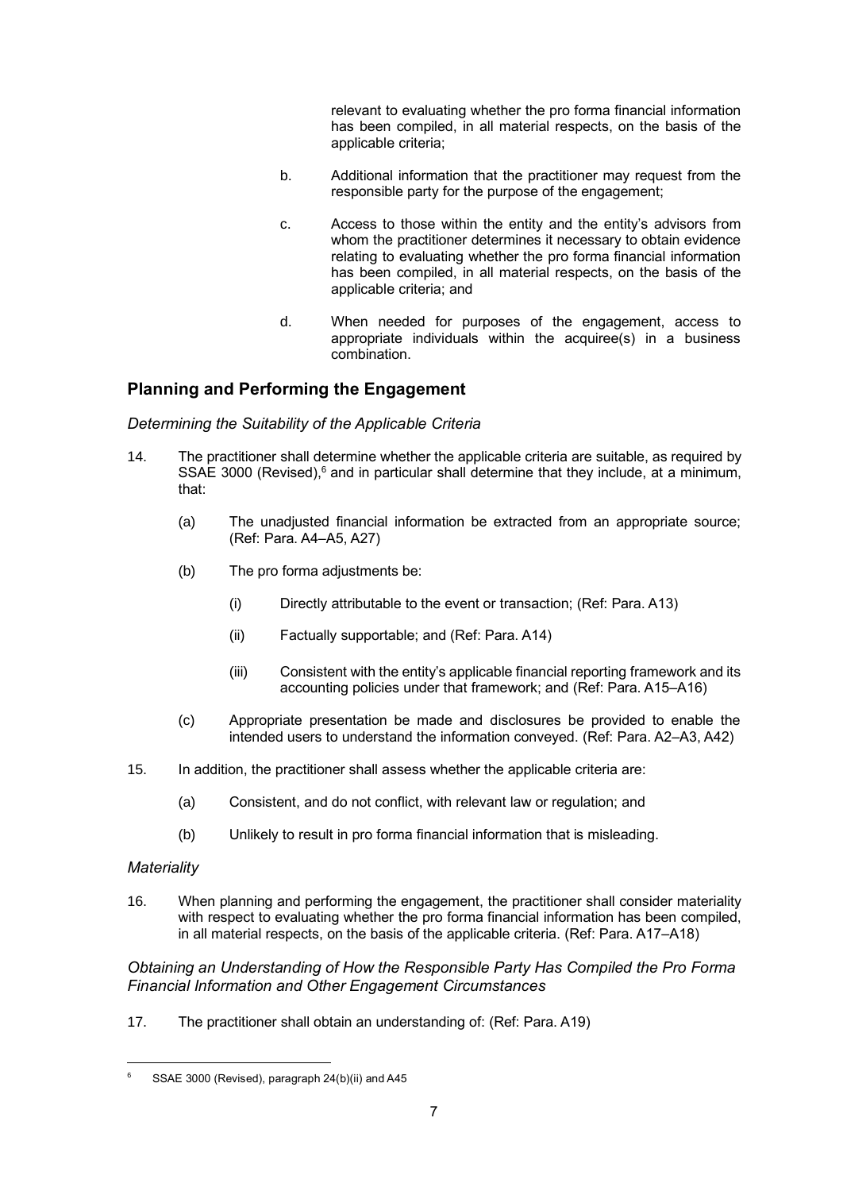relevant to evaluating whether the pro forma financial information has been compiled, in all material respects, on the basis of the applicable criteria;

b. Additional information that the practitioner may request from the responsible party for the purpose of the engagement;

c. Access to those within the entity and the entity's advisors from whom the practitioner determines it necessary to obtain evidence relating to evaluating whether the pro forma financial information has been compiled, in all material respects, on the basis of the applicable criteria; and

d. When needed for purposes of the engagement, access to appropriate individuals within the acquiree(s) in a business combination.

## Planning and Performing the Engagement

*Determining the Suitability of the Applicable Criteria*

14. The practitioner shall determine whether the applicable criteria are suitable, as required by SSAE 3000 (Revised),[6] and in particular shall determine that they include, at a minimum, that:

    (a) The unadjusted financial information be extracted from an appropriate source; (Ref: Para. A4–A5, A27)

    (b) The pro forma adjustments be:

        (i) Directly attributable to the event or transaction; (Ref: Para. A13)

        (ii) Factually supportable; and (Ref: Para. A14)

        (iii) Consistent with the entity's applicable financial reporting framework and its accounting policies under that framework; and (Ref: Para. A15–A16)

    (c) Appropriate presentation be made and disclosures be provided to enable the intended users to understand the information conveyed. (Ref: Para. A2–A3, A42)

15. In addition, the practitioner shall assess whether the applicable criteria are:

    (a) Consistent, and do not conflict, with relevant law or regulation; and

    (b) Unlikely to result in pro forma financial information that is misleading.

*Materiality*

16. When planning and performing the engagement, the practitioner shall consider materiality with respect to evaluating whether the pro forma financial information has been compiled, in all material respects, on the basis of the applicable criteria. (Ref: Para. A17–A18)

*Obtaining an Understanding of How the Responsible Party Has Compiled the Pro Forma Financial Information and Other Engagement Circumstances*

17. The practitioner shall obtain an understanding of: (Ref: Para. A19)

---

[6] SSAE 3000 (Revised), paragraph 24(b)(ii) and A45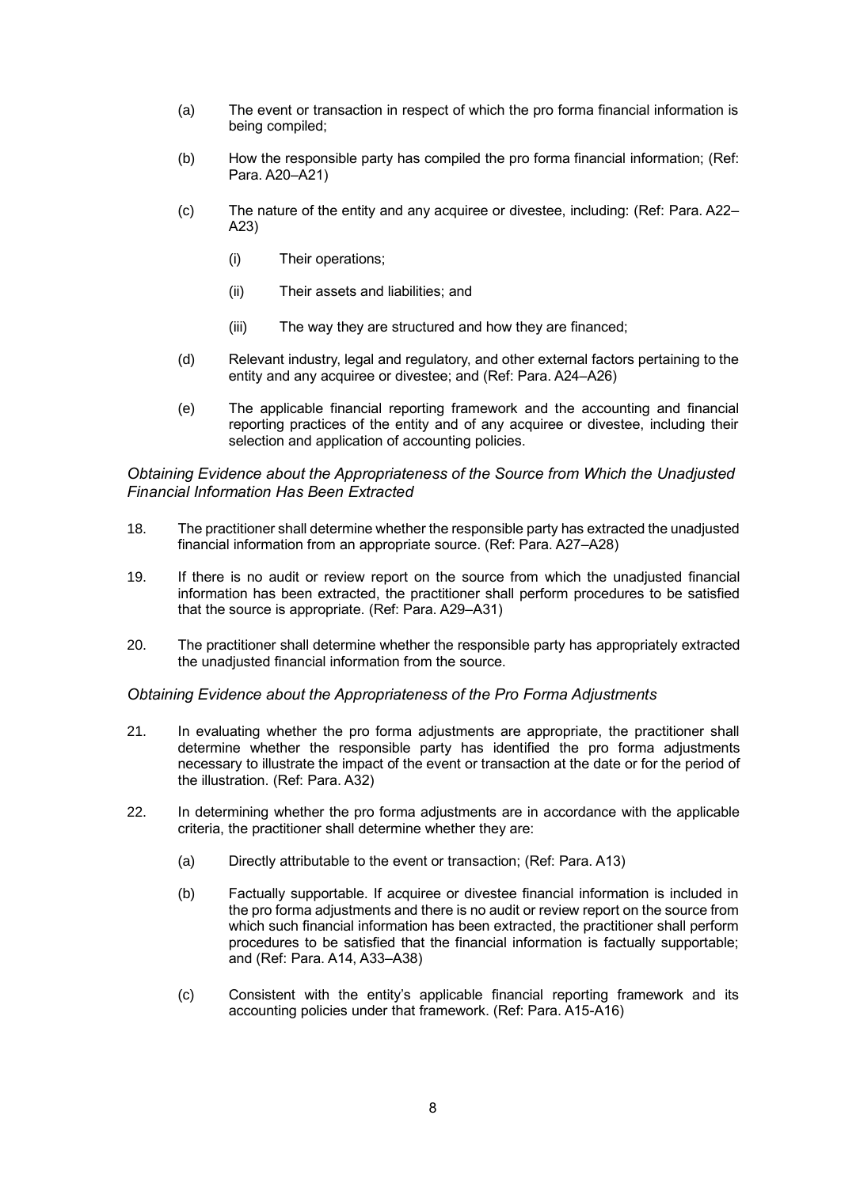(a) The event or transaction in respect of which the pro forma financial information is being compiled;

(b) How the responsible party has compiled the pro forma financial information; (Ref: Para. A20–A21)

(c) The nature of the entity and any acquiree or divestee, including: (Ref: Para. A22–A23)

   (i) Their operations;

   (ii) Their assets and liabilities; and

   (iii) The way they are structured and how they are financed;

(d) Relevant industry, legal and regulatory, and other external factors pertaining to the entity and any acquiree or divestee; and (Ref: Para. A24–A26)

(e) The applicable financial reporting framework and the accounting and financial reporting practices of the entity and of any acquiree or divestee, including their selection and application of accounting policies.

*Obtaining Evidence about the Appropriateness of the Source from Which the Unadjusted Financial Information Has Been Extracted*

18. The practitioner shall determine whether the responsible party has extracted the unadjusted financial information from an appropriate source. (Ref: Para. A27–A28)

19. If there is no audit or review report on the source from which the unadjusted financial information has been extracted, the practitioner shall perform procedures to be satisfied that the source is appropriate. (Ref: Para. A29–A31)

20. The practitioner shall determine whether the responsible party has appropriately extracted the unadjusted financial information from the source.

*Obtaining Evidence about the Appropriateness of the Pro Forma Adjustments*

21. In evaluating whether the pro forma adjustments are appropriate, the practitioner shall determine whether the responsible party has identified the pro forma adjustments necessary to illustrate the impact of the event or transaction at the date or for the period of the illustration. (Ref: Para. A32)

22. In determining whether the pro forma adjustments are in accordance with the applicable criteria, the practitioner shall determine whether they are:

   (a) Directly attributable to the event or transaction; (Ref: Para. A13)

   (b) Factually supportable. If acquiree or divestee financial information is included in the pro forma adjustments and there is no audit or review report on the source from which such financial information has been extracted, the practitioner shall perform procedures to be satisfied that the financial information is factually supportable; and (Ref: Para. A14, A33–A38)

   (c) Consistent with the entity's applicable financial reporting framework and its accounting policies under that framework. (Ref: Para. A15-A16)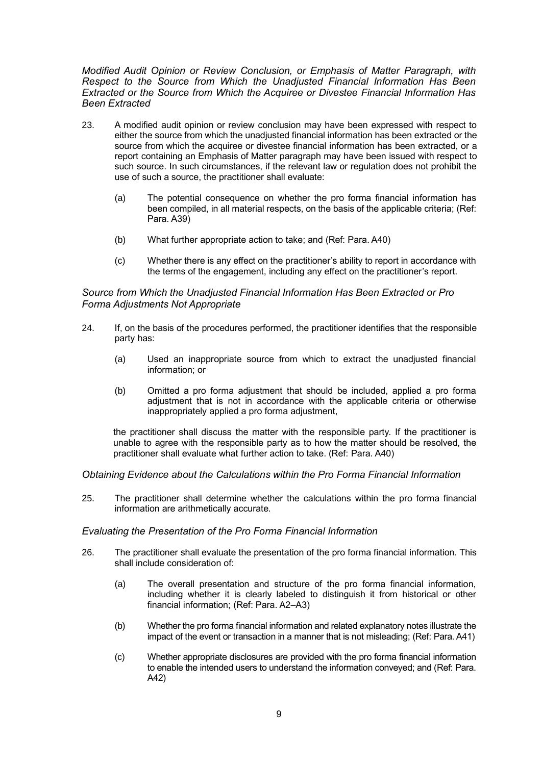*Modified Audit Opinion or Review Conclusion, or Emphasis of Matter Paragraph, with Respect to the Source from Which the Unadjusted Financial Information Has Been Extracted or the Source from Which the Acquiree or Divestee Financial Information Has Been Extracted*

23. A modified audit opinion or review conclusion may have been expressed with respect to either the source from which the unadjusted financial information has been extracted or the source from which the acquiree or divestee financial information has been extracted, or a report containing an Emphasis of Matter paragraph may have been issued with respect to such source. In such circumstances, if the relevant law or regulation does not prohibit the use of such a source, the practitioner shall evaluate:

    (a) The potential consequence on whether the pro forma financial information has been compiled, in all material respects, on the basis of the applicable criteria; (Ref: Para. A39)

    (b) What further appropriate action to take; and (Ref: Para. A40)

    (c) Whether there is any effect on the practitioner's ability to report in accordance with the terms of the engagement, including any effect on the practitioner's report.

*Source from Which the Unadjusted Financial Information Has Been Extracted or Pro Forma Adjustments Not Appropriate*

24. If, on the basis of the procedures performed, the practitioner identifies that the responsible party has:

    (a) Used an inappropriate source from which to extract the unadjusted financial information; or

    (b) Omitted a pro forma adjustment that should be included, applied a pro forma adjustment that is not in accordance with the applicable criteria or otherwise inappropriately applied a pro forma adjustment,

    the practitioner shall discuss the matter with the responsible party. If the practitioner is unable to agree with the responsible party as to how the matter should be resolved, the practitioner shall evaluate what further action to take. (Ref: Para. A40)

*Obtaining Evidence about the Calculations within the Pro Forma Financial Information*

25. The practitioner shall determine whether the calculations within the pro forma financial information are arithmetically accurate.

*Evaluating the Presentation of the Pro Forma Financial Information*

26. The practitioner shall evaluate the presentation of the pro forma financial information. This shall include consideration of:

    (a) The overall presentation and structure of the pro forma financial information, including whether it is clearly labeled to distinguish it from historical or other financial information; (Ref: Para. A2–A3)

    (b) Whether the pro forma financial information and related explanatory notes illustrate the impact of the event or transaction in a manner that is not misleading; (Ref: Para. A41)

    (c) Whether appropriate disclosures are provided with the pro forma financial information to enable the intended users to understand the information conveyed; and (Ref: Para. A42)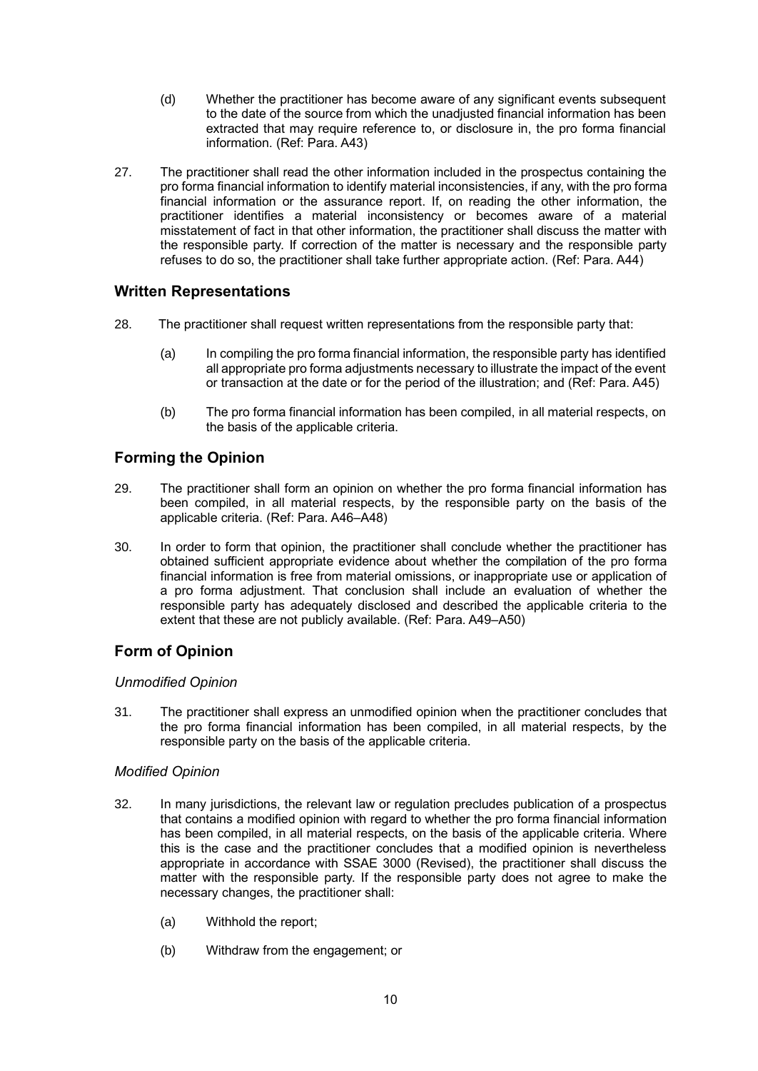(d) Whether the practitioner has become aware of any significant events subsequent to the date of the source from which the unadjusted financial information has been extracted that may require reference to, or disclosure in, the pro forma financial information. (Ref: Para. A43)

27. The practitioner shall read the other information included in the prospectus containing the pro forma financial information to identify material inconsistencies, if any, with the pro forma financial information or the assurance report. If, on reading the other information, the practitioner identifies a material inconsistency or becomes aware of a material misstatement of fact in that other information, the practitioner shall discuss the matter with the responsible party. If correction of the matter is necessary and the responsible party refuses to do so, the practitioner shall take further appropriate action. (Ref: Para. A44)

## Written Representations

28. The practitioner shall request written representations from the responsible party that:

    (a) In compiling the pro forma financial information, the responsible party has identified all appropriate pro forma adjustments necessary to illustrate the impact of the event or transaction at the date or for the period of the illustration; and (Ref: Para. A45)

    (b) The pro forma financial information has been compiled, in all material respects, on the basis of the applicable criteria.

## Forming the Opinion

29. The practitioner shall form an opinion on whether the pro forma financial information has been compiled, in all material respects, by the responsible party on the basis of the applicable criteria. (Ref: Para. A46–A48)

30. In order to form that opinion, the practitioner shall conclude whether the practitioner has obtained sufficient appropriate evidence about whether the compilation of the pro forma financial information is free from material omissions, or inappropriate use or application of a pro forma adjustment. That conclusion shall include an evaluation of whether the responsible party has adequately disclosed and described the applicable criteria to the extent that these are not publicly available. (Ref: Para. A49–A50)

## Form of Opinion

### *Unmodified Opinion*

31. The practitioner shall express an unmodified opinion when the practitioner concludes that the pro forma financial information has been compiled, in all material respects, by the responsible party on the basis of the applicable criteria.

### *Modified Opinion*

32. In many jurisdictions, the relevant law or regulation precludes publication of a prospectus that contains a modified opinion with regard to whether the pro forma financial information has been compiled, in all material respects, on the basis of the applicable criteria. Where this is the case and the practitioner concludes that a modified opinion is nevertheless appropriate in accordance with SSAE 3000 (Revised), the practitioner shall discuss the matter with the responsible party. If the responsible party does not agree to make the necessary changes, the practitioner shall:

    (a) Withhold the report;

    (b) Withdraw from the engagement; or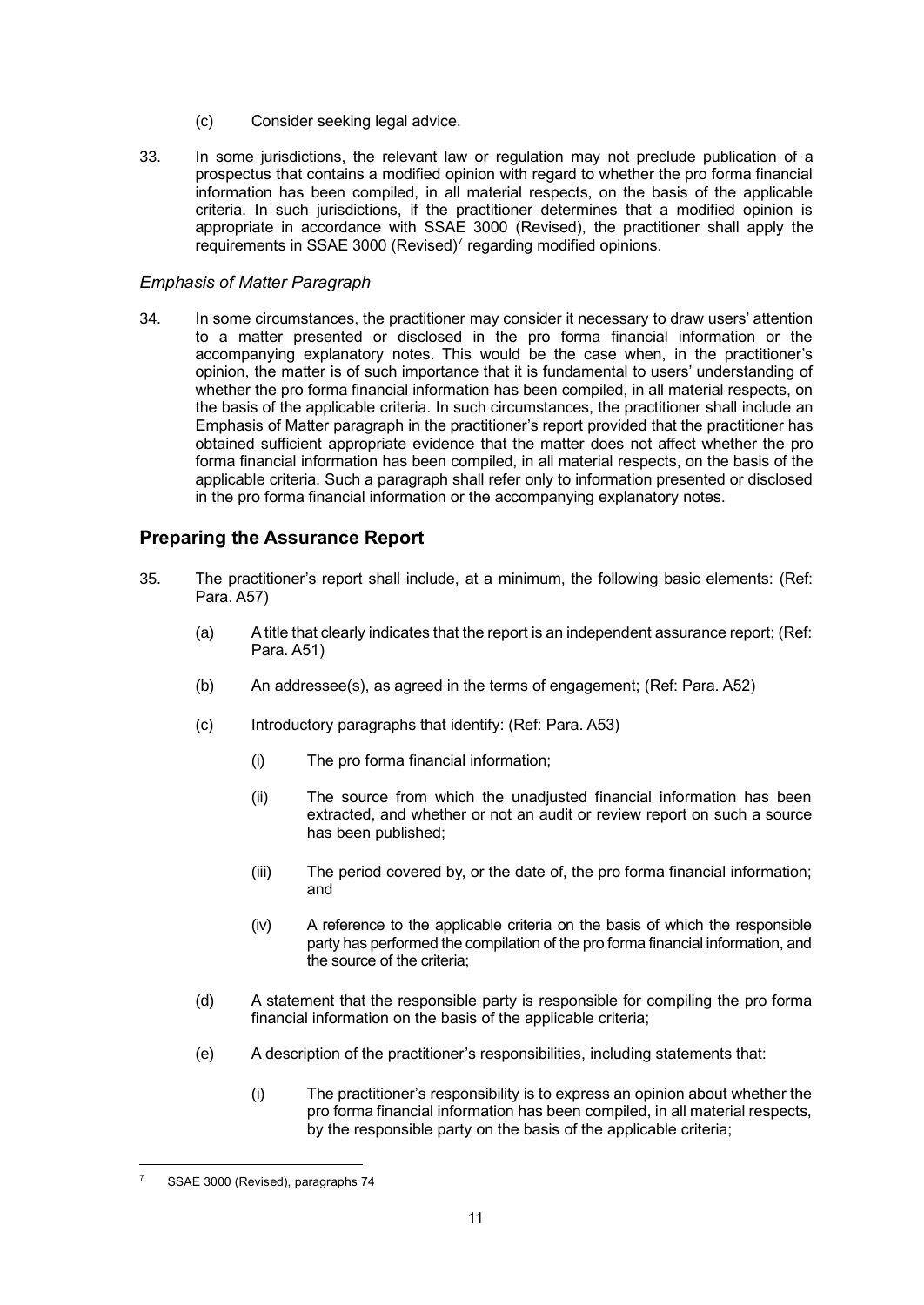(c) Consider seeking legal advice.

33. In some jurisdictions, the relevant law or regulation may not preclude publication of a prospectus that contains a modified opinion with regard to whether the pro forma financial information has been compiled, in all material respects, on the basis of the applicable criteria. In such jurisdictions, if the practitioner determines that a modified opinion is appropriate in accordance with SSAE 3000 (Revised), the practitioner shall apply the requirements in SSAE 3000 (Revised)[7] regarding modified opinions.

### *Emphasis of Matter Paragraph*

34. In some circumstances, the practitioner may consider it necessary to draw users' attention to a matter presented or disclosed in the pro forma financial information or the accompanying explanatory notes. This would be the case when, in the practitioner's opinion, the matter is of such importance that it is fundamental to users' understanding of whether the pro forma financial information has been compiled, in all material respects, on the basis of the applicable criteria. In such circumstances, the practitioner shall include an Emphasis of Matter paragraph in the practitioner's report provided that the practitioner has obtained sufficient appropriate evidence that the matter does not affect whether the pro forma financial information has been compiled, in all material respects, on the basis of the applicable criteria. Such a paragraph shall refer only to information presented or disclosed in the pro forma financial information or the accompanying explanatory notes.

## Preparing the Assurance Report

35. The practitioner's report shall include, at a minimum, the following basic elements: (Ref: Para. A57)

    (a) A title that clearly indicates that the report is an independent assurance report; (Ref: Para. A51)

    (b) An addressee(s), as agreed in the terms of engagement; (Ref: Para. A52)

    (c) Introductory paragraphs that identify: (Ref: Para. A53)

        (i) The pro forma financial information;

        (ii) The source from which the unadjusted financial information has been extracted, and whether or not an audit or review report on such a source has been published;

        (iii) The period covered by, or the date of, the pro forma financial information; and

        (iv) A reference to the applicable criteria on the basis of which the responsible party has performed the compilation of the pro forma financial information, and the source of the criteria;

    (d) A statement that the responsible party is responsible for compiling the pro forma financial information on the basis of the applicable criteria;

    (e) A description of the practitioner's responsibilities, including statements that:

        (i) The practitioner's responsibility is to express an opinion about whether the pro forma financial information has been compiled, in all material respects, by the responsible party on the basis of the applicable criteria;

[7] SSAE 3000 (Revised), paragraphs 74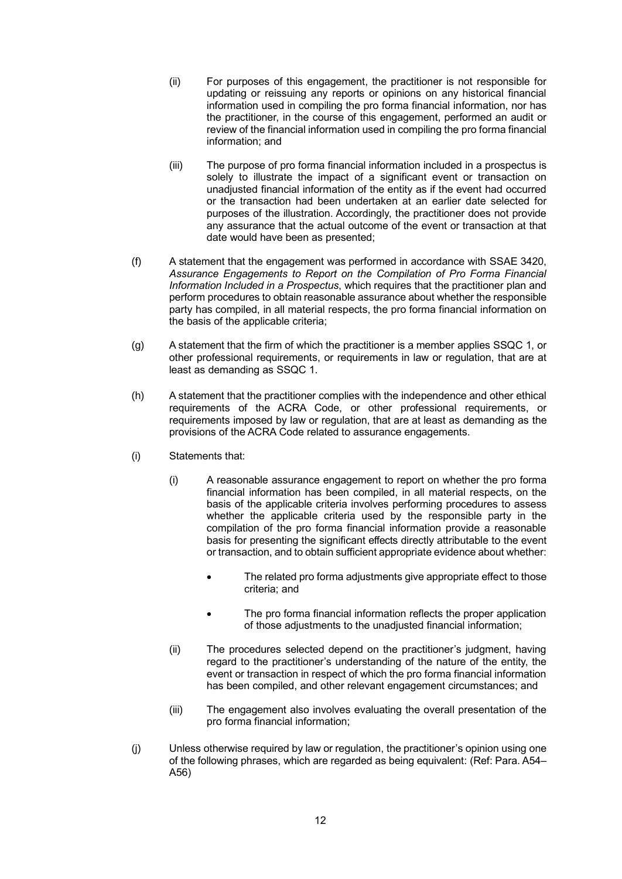(ii) For purposes of this engagement, the practitioner is not responsible for updating or reissuing any reports or opinions on any historical financial information used in compiling the pro forma financial information, nor has the practitioner, in the course of this engagement, performed an audit or review of the financial information used in compiling the pro forma financial information; and

(iii) The purpose of pro forma financial information included in a prospectus is solely to illustrate the impact of a significant event or transaction on unadjusted financial information of the entity as if the event had occurred or the transaction had been undertaken at an earlier date selected for purposes of the illustration. Accordingly, the practitioner does not provide any assurance that the actual outcome of the event or transaction at that date would have been as presented;

(f) A statement that the engagement was performed in accordance with SSAE 3420, *Assurance Engagements to Report on the Compilation of Pro Forma Financial Information Included in a Prospectus*, which requires that the practitioner plan and perform procedures to obtain reasonable assurance about whether the responsible party has compiled, in all material respects, the pro forma financial information on the basis of the applicable criteria;

(g) A statement that the firm of which the practitioner is a member applies SSQC 1, or other professional requirements, or requirements in law or regulation, that are at least as demanding as SSQC 1.

(h) A statement that the practitioner complies with the independence and other ethical requirements of the ACRA Code, or other professional requirements, or requirements imposed by law or regulation, that are at least as demanding as the provisions of the ACRA Code related to assurance engagements.

(i) Statements that:

(i) A reasonable assurance engagement to report on whether the pro forma financial information has been compiled, in all material respects, on the basis of the applicable criteria involves performing procedures to assess whether the applicable criteria used by the responsible party in the compilation of the pro forma financial information provide a reasonable basis for presenting the significant effects directly attributable to the event or transaction, and to obtain sufficient appropriate evidence about whether:

- The related pro forma adjustments give appropriate effect to those criteria; and
- The pro forma financial information reflects the proper application of those adjustments to the unadjusted financial information;

(ii) The procedures selected depend on the practitioner's judgment, having regard to the practitioner's understanding of the nature of the entity, the event or transaction in respect of which the pro forma financial information has been compiled, and other relevant engagement circumstances; and

(iii) The engagement also involves evaluating the overall presentation of the pro forma financial information;

(j) Unless otherwise required by law or regulation, the practitioner's opinion using one of the following phrases, which are regarded as being equivalent: (Ref: Para. A54–A56)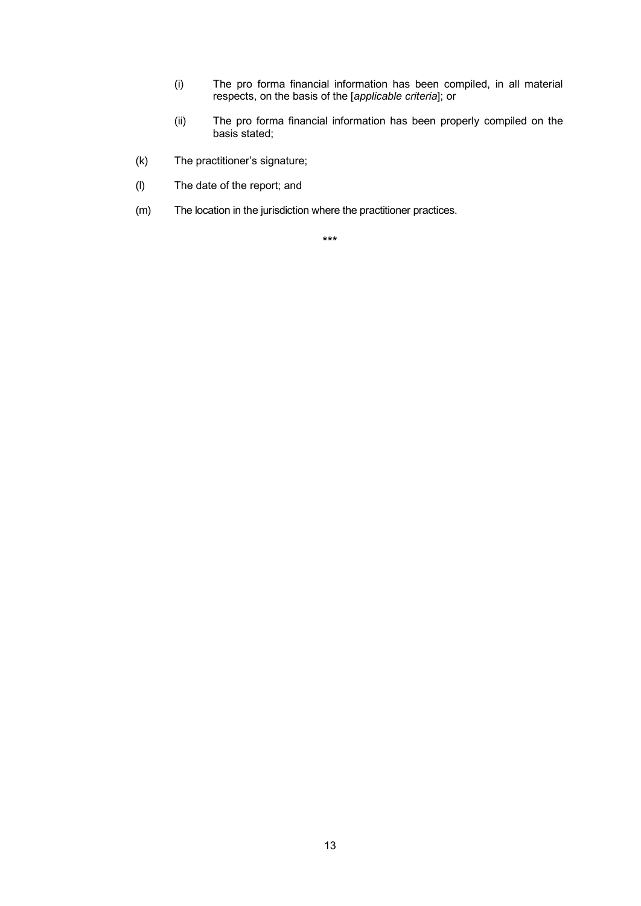(i) The pro forma financial information has been compiled, in all material respects, on the basis of the [*applicable criteria*]; or

(ii) The pro forma financial information has been properly compiled on the basis stated;

(k) The practitioner's signature;

(l) The date of the report; and

(m) The location in the jurisdiction where the practitioner practices.

\*\*\*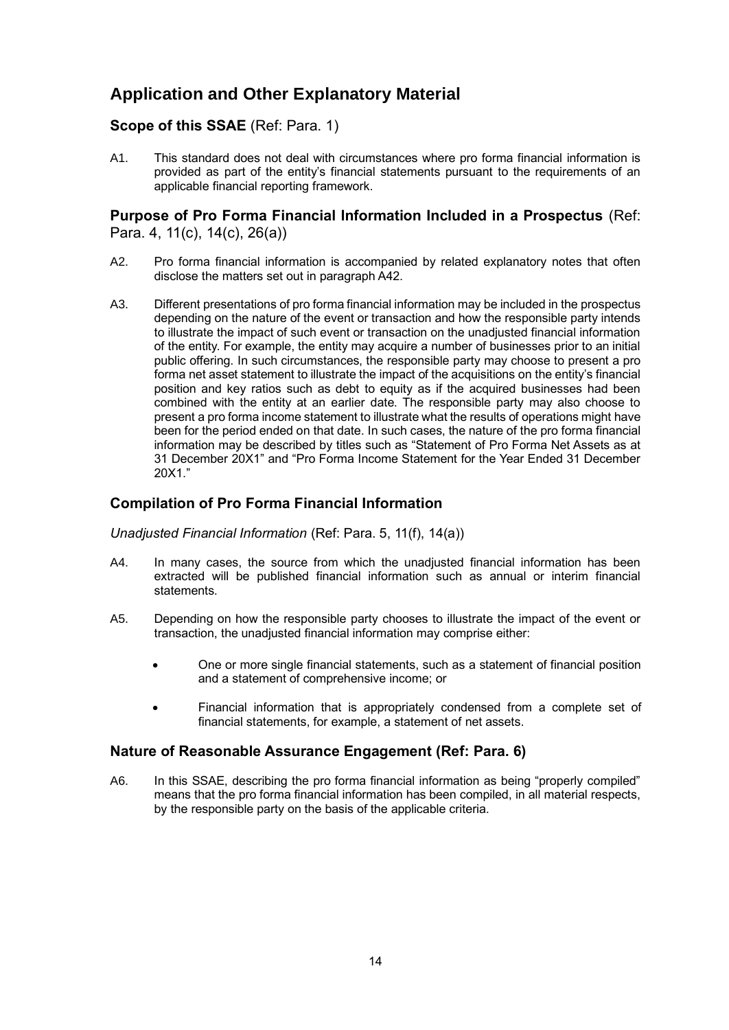## Application and Other Explanatory Material

### Scope of this SSAE (Ref: Para. 1)

A1. This standard does not deal with circumstances where pro forma financial information is provided as part of the entity's financial statements pursuant to the requirements of an applicable financial reporting framework.

### Purpose of Pro Forma Financial Information Included in a Prospectus (Ref: Para. 4, 11(c), 14(c), 26(a))

A2. Pro forma financial information is accompanied by related explanatory notes that often disclose the matters set out in paragraph A42.

A3. Different presentations of pro forma financial information may be included in the prospectus depending on the nature of the event or transaction and how the responsible party intends to illustrate the impact of such event or transaction on the unadjusted financial information of the entity. For example, the entity may acquire a number of businesses prior to an initial public offering. In such circumstances, the responsible party may choose to present a pro forma net asset statement to illustrate the impact of the acquisitions on the entity's financial position and key ratios such as debt to equity as if the acquired businesses had been combined with the entity at an earlier date. The responsible party may also choose to present a pro forma income statement to illustrate what the results of operations might have been for the period ended on that date. In such cases, the nature of the pro forma financial information may be described by titles such as "Statement of Pro Forma Net Assets as at 31 December 20X1" and "Pro Forma Income Statement for the Year Ended 31 December 20X1."

### Compilation of Pro Forma Financial Information

*Unadjusted Financial Information* (Ref: Para. 5, 11(f), 14(a))

A4. In many cases, the source from which the unadjusted financial information has been extracted will be published financial information such as annual or interim financial statements.

A5. Depending on how the responsible party chooses to illustrate the impact of the event or transaction, the unadjusted financial information may comprise either:

- One or more single financial statements, such as a statement of financial position and a statement of comprehensive income; or
- Financial information that is appropriately condensed from a complete set of financial statements, for example, a statement of net assets.

### Nature of Reasonable Assurance Engagement (Ref: Para. 6)

A6. In this SSAE, describing the pro forma financial information as being "properly compiled" means that the pro forma financial information has been compiled, in all material respects, by the responsible party on the basis of the applicable criteria.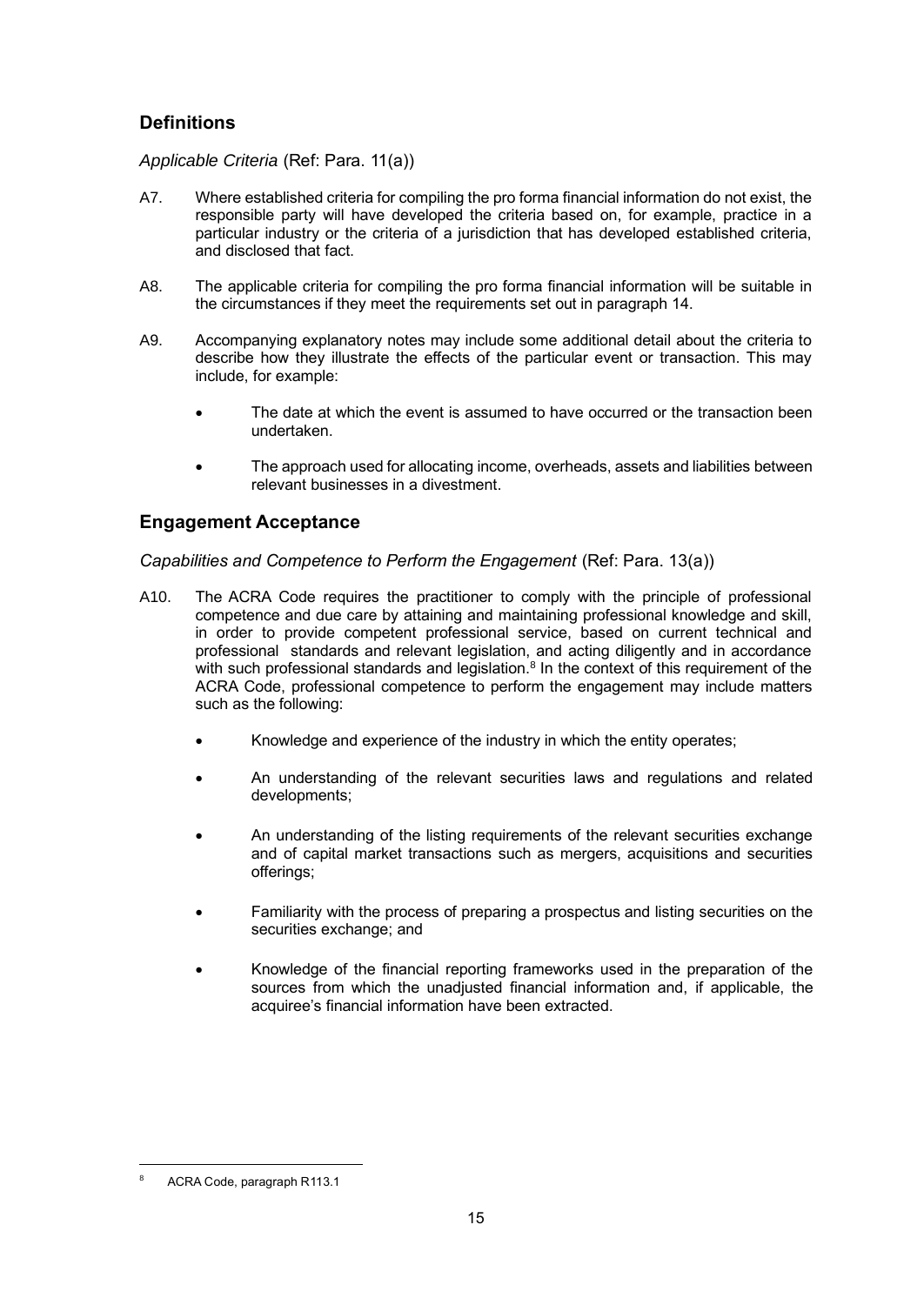## Definitions

*Applicable Criteria* (Ref: Para. 11(a))

A7. Where established criteria for compiling the pro forma financial information do not exist, the responsible party will have developed the criteria based on, for example, practice in a particular industry or the criteria of a jurisdiction that has developed established criteria, and disclosed that fact.

A8. The applicable criteria for compiling the pro forma financial information will be suitable in the circumstances if they meet the requirements set out in paragraph 14.

A9. Accompanying explanatory notes may include some additional detail about the criteria to describe how they illustrate the effects of the particular event or transaction. This may include, for example:

- The date at which the event is assumed to have occurred or the transaction been undertaken.
- The approach used for allocating income, overheads, assets and liabilities between relevant businesses in a divestment.

## Engagement Acceptance

*Capabilities and Competence to Perform the Engagement* (Ref: Para. 13(a))

A10. The ACRA Code requires the practitioner to comply with the principle of professional competence and due care by attaining and maintaining professional knowledge and skill, in order to provide competent professional service, based on current technical and professional standards and relevant legislation, and acting diligently and in accordance with such professional standards and legislation.[8] In the context of this requirement of the ACRA Code, professional competence to perform the engagement may include matters such as the following:

- Knowledge and experience of the industry in which the entity operates;
- An understanding of the relevant securities laws and regulations and related developments;
- An understanding of the listing requirements of the relevant securities exchange and of capital market transactions such as mergers, acquisitions and securities offerings;
- Familiarity with the process of preparing a prospectus and listing securities on the securities exchange; and
- Knowledge of the financial reporting frameworks used in the preparation of the sources from which the unadjusted financial information and, if applicable, the acquiree's financial information have been extracted.

[8] ACRA Code, paragraph R113.1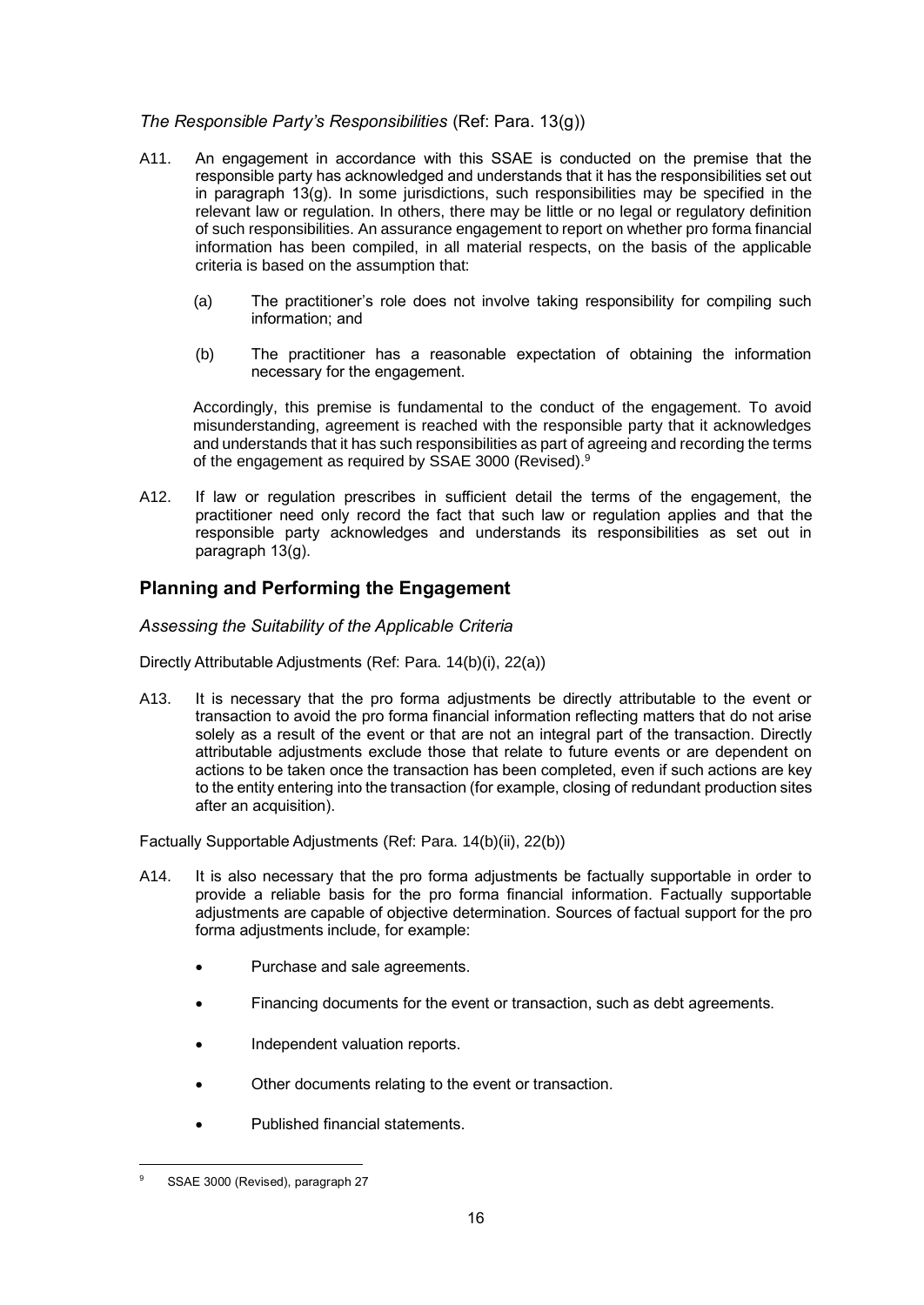*The Responsible Party's Responsibilities* (Ref: Para. 13(g))

A11. An engagement in accordance with this SSAE is conducted on the premise that the responsible party has acknowledged and understands that it has the responsibilities set out in paragraph 13(g). In some jurisdictions, such responsibilities may be specified in the relevant law or regulation. In others, there may be little or no legal or regulatory definition of such responsibilities. An assurance engagement to report on whether pro forma financial information has been compiled, in all material respects, on the basis of the applicable criteria is based on the assumption that:

(a) The practitioner's role does not involve taking responsibility for compiling such information; and

(b) The practitioner has a reasonable expectation of obtaining the information necessary for the engagement.

Accordingly, this premise is fundamental to the conduct of the engagement. To avoid misunderstanding, agreement is reached with the responsible party that it acknowledges and understands that it has such responsibilities as part of agreeing and recording the terms of the engagement as required by SSAE 3000 (Revised).[9]

A12. If law or regulation prescribes in sufficient detail the terms of the engagement, the practitioner need only record the fact that such law or regulation applies and that the responsible party acknowledges and understands its responsibilities as set out in paragraph 13(g).

## Planning and Performing the Engagement

*Assessing the Suitability of the Applicable Criteria*

Directly Attributable Adjustments (Ref: Para. 14(b)(i), 22(a))

A13. It is necessary that the pro forma adjustments be directly attributable to the event or transaction to avoid the pro forma financial information reflecting matters that do not arise solely as a result of the event or that are not an integral part of the transaction. Directly attributable adjustments exclude those that relate to future events or are dependent on actions to be taken once the transaction has been completed, even if such actions are key to the entity entering into the transaction (for example, closing of redundant production sites after an acquisition).

Factually Supportable Adjustments (Ref: Para. 14(b)(ii), 22(b))

A14. It is also necessary that the pro forma adjustments be factually supportable in order to provide a reliable basis for the pro forma financial information. Factually supportable adjustments are capable of objective determination. Sources of factual support for the pro forma adjustments include, for example:

- Purchase and sale agreements.
- Financing documents for the event or transaction, such as debt agreements.
- Independent valuation reports.
- Other documents relating to the event or transaction.
- Published financial statements.

[9] SSAE 3000 (Revised), paragraph 27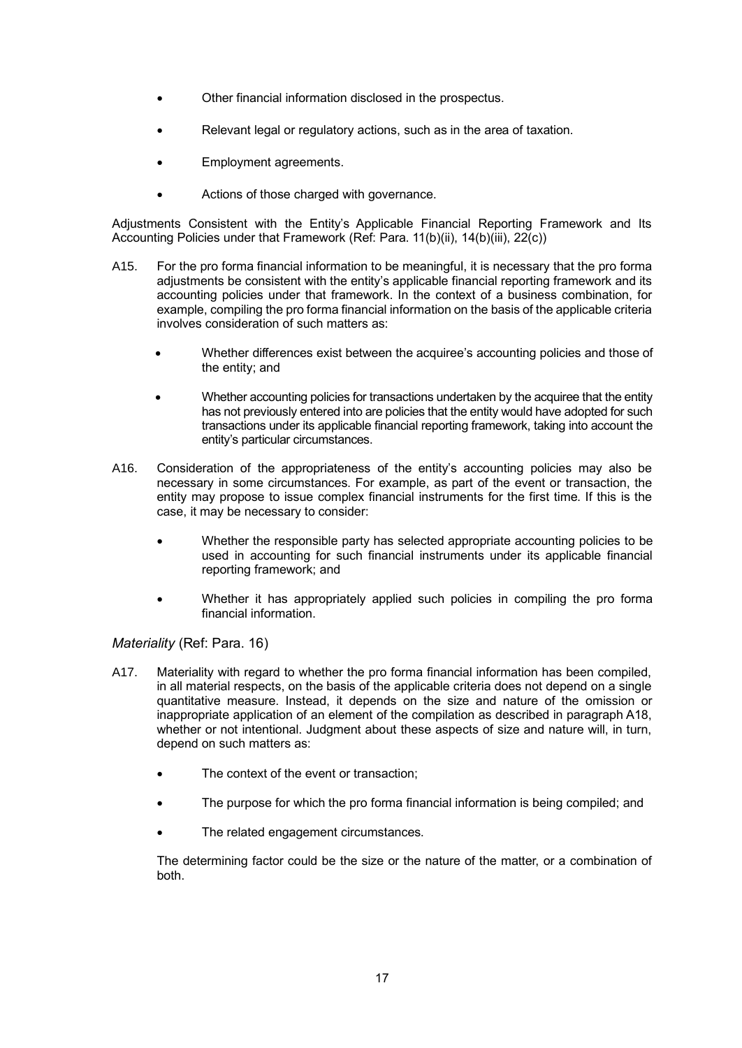- Other financial information disclosed in the prospectus.
- Relevant legal or regulatory actions, such as in the area of taxation.
- Employment agreements.
- Actions of those charged with governance.

Adjustments Consistent with the Entity's Applicable Financial Reporting Framework and Its Accounting Policies under that Framework (Ref: Para. 11(b)(ii), 14(b)(iii), 22(c))

A15. For the pro forma financial information to be meaningful, it is necessary that the pro forma adjustments be consistent with the entity's applicable financial reporting framework and its accounting policies under that framework. In the context of a business combination, for example, compiling the pro forma financial information on the basis of the applicable criteria involves consideration of such matters as:

- Whether differences exist between the acquiree's accounting policies and those of the entity; and
- Whether accounting policies for transactions undertaken by the acquiree that the entity has not previously entered into are policies that the entity would have adopted for such transactions under its applicable financial reporting framework, taking into account the entity's particular circumstances.

A16. Consideration of the appropriateness of the entity's accounting policies may also be necessary in some circumstances. For example, as part of the event or transaction, the entity may propose to issue complex financial instruments for the first time. If this is the case, it may be necessary to consider:

- Whether the responsible party has selected appropriate accounting policies to be used in accounting for such financial instruments under its applicable financial reporting framework; and
- Whether it has appropriately applied such policies in compiling the pro forma financial information.

*Materiality* (Ref: Para. 16)

A17. Materiality with regard to whether the pro forma financial information has been compiled, in all material respects, on the basis of the applicable criteria does not depend on a single quantitative measure. Instead, it depends on the size and nature of the omission or inappropriate application of an element of the compilation as described in paragraph A18, whether or not intentional. Judgment about these aspects of size and nature will, in turn, depend on such matters as:

- The context of the event or transaction;
- The purpose for which the pro forma financial information is being compiled; and
- The related engagement circumstances.

The determining factor could be the size or the nature of the matter, or a combination of both.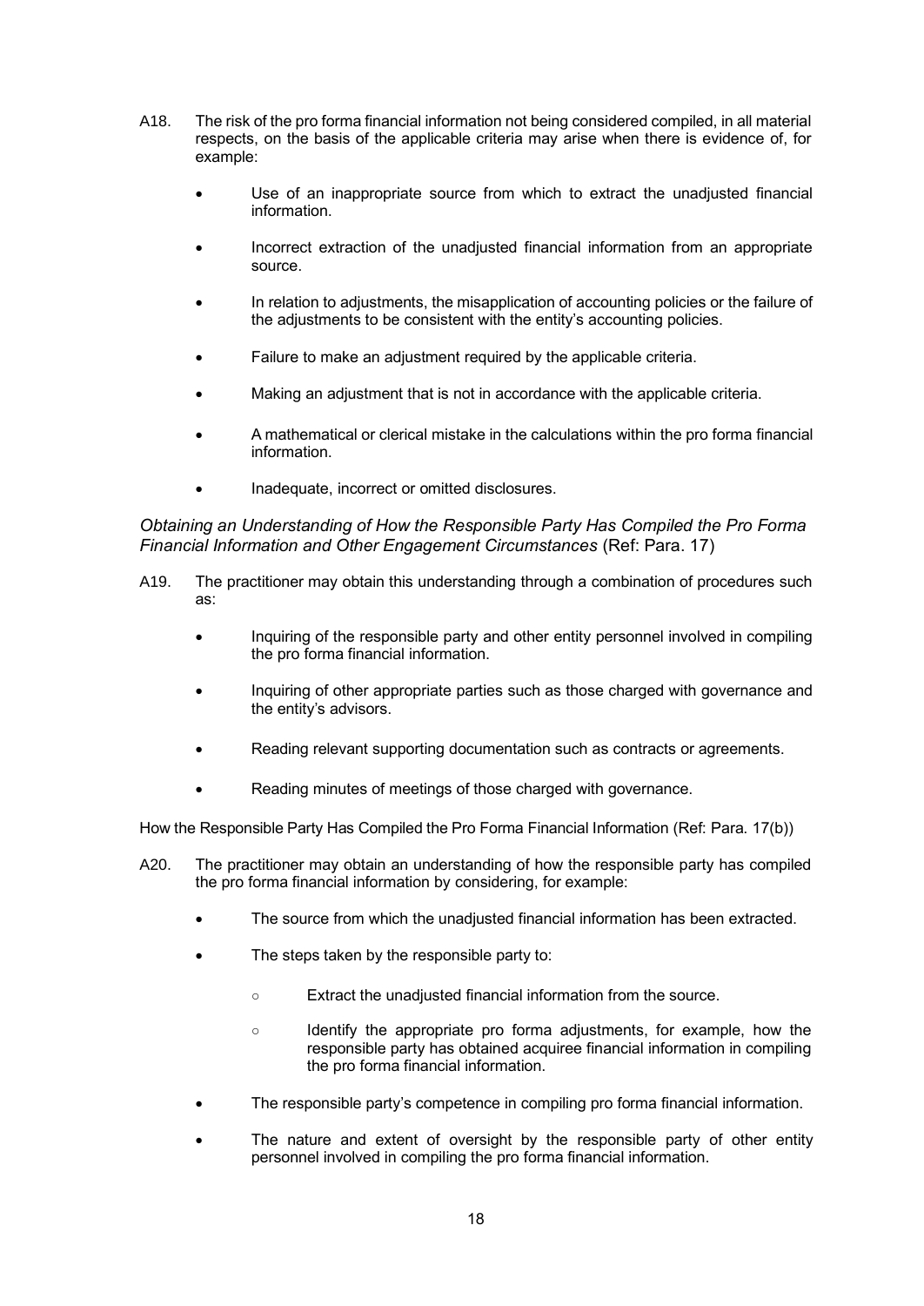A18. The risk of the pro forma financial information not being considered compiled, in all material respects, on the basis of the applicable criteria may arise when there is evidence of, for example:

- Use of an inappropriate source from which to extract the unadjusted financial information.
- Incorrect extraction of the unadjusted financial information from an appropriate source.
- In relation to adjustments, the misapplication of accounting policies or the failure of the adjustments to be consistent with the entity's accounting policies.
- Failure to make an adjustment required by the applicable criteria.
- Making an adjustment that is not in accordance with the applicable criteria.
- A mathematical or clerical mistake in the calculations within the pro forma financial information.
- Inadequate, incorrect or omitted disclosures.

*Obtaining an Understanding of How the Responsible Party Has Compiled the Pro Forma Financial Information and Other Engagement Circumstances* (Ref: Para. 17)

A19. The practitioner may obtain this understanding through a combination of procedures such as:

- Inquiring of the responsible party and other entity personnel involved in compiling the pro forma financial information.
- Inquiring of other appropriate parties such as those charged with governance and the entity's advisors.
- Reading relevant supporting documentation such as contracts or agreements.
- Reading minutes of meetings of those charged with governance.

How the Responsible Party Has Compiled the Pro Forma Financial Information (Ref: Para. 17(b))

A20. The practitioner may obtain an understanding of how the responsible party has compiled the pro forma financial information by considering, for example:

- The source from which the unadjusted financial information has been extracted.
- The steps taken by the responsible party to:
  - Extract the unadjusted financial information from the source.
  - Identify the appropriate pro forma adjustments, for example, how the responsible party has obtained acquiree financial information in compiling the pro forma financial information.
- The responsible party's competence in compiling pro forma financial information.
- The nature and extent of oversight by the responsible party of other entity personnel involved in compiling the pro forma financial information.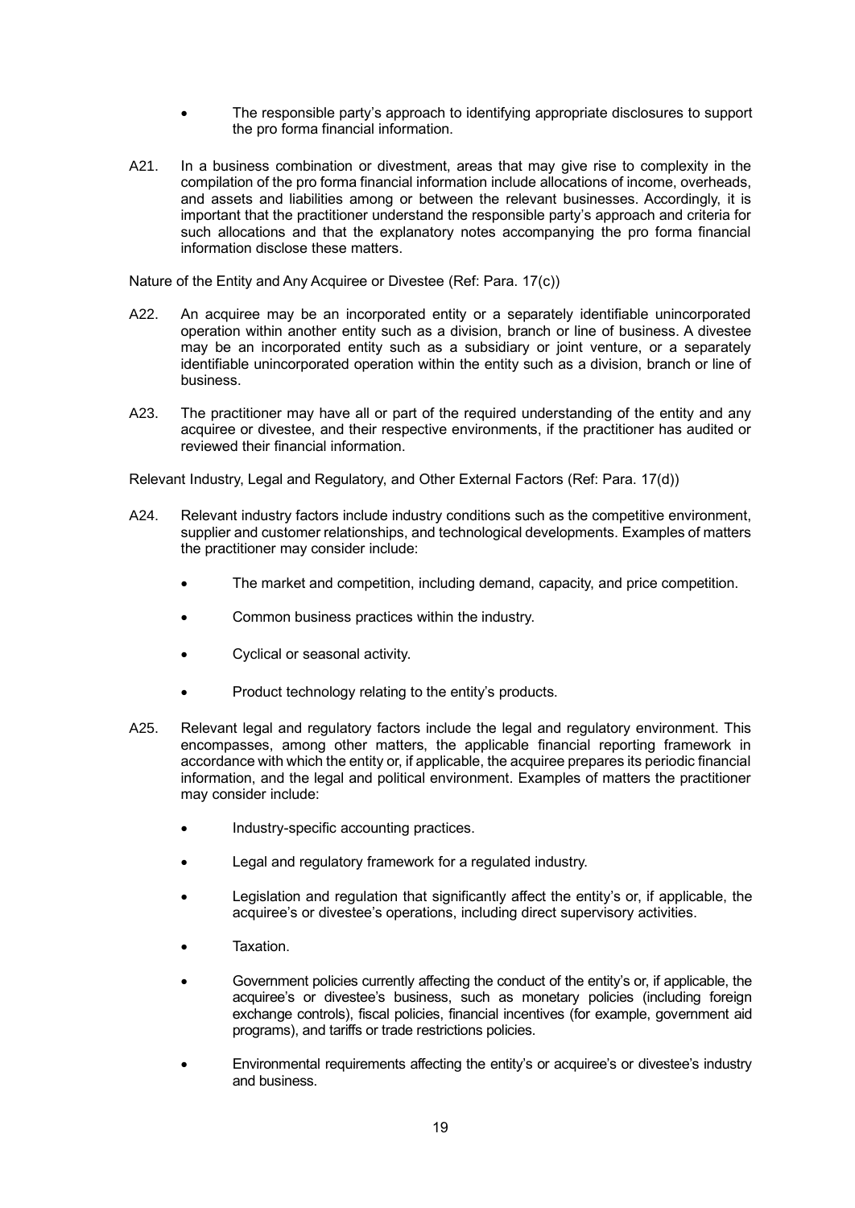- The responsible party's approach to identifying appropriate disclosures to support the pro forma financial information.

A21. In a business combination or divestment, areas that may give rise to complexity in the compilation of the pro forma financial information include allocations of income, overheads, and assets and liabilities among or between the relevant businesses. Accordingly, it is important that the practitioner understand the responsible party's approach and criteria for such allocations and that the explanatory notes accompanying the pro forma financial information disclose these matters.

Nature of the Entity and Any Acquiree or Divestee (Ref: Para. 17(c))

A22. An acquiree may be an incorporated entity or a separately identifiable unincorporated operation within another entity such as a division, branch or line of business. A divestee may be an incorporated entity such as a subsidiary or joint venture, or a separately identifiable unincorporated operation within the entity such as a division, branch or line of business.

A23. The practitioner may have all or part of the required understanding of the entity and any acquiree or divestee, and their respective environments, if the practitioner has audited or reviewed their financial information.

Relevant Industry, Legal and Regulatory, and Other External Factors (Ref: Para. 17(d))

A24. Relevant industry factors include industry conditions such as the competitive environment, supplier and customer relationships, and technological developments. Examples of matters the practitioner may consider include:

- The market and competition, including demand, capacity, and price competition.
- Common business practices within the industry.
- Cyclical or seasonal activity.
- Product technology relating to the entity's products.

A25. Relevant legal and regulatory factors include the legal and regulatory environment. This encompasses, among other matters, the applicable financial reporting framework in accordance with which the entity or, if applicable, the acquiree prepares its periodic financial information, and the legal and political environment. Examples of matters the practitioner may consider include:

- Industry-specific accounting practices.
- Legal and regulatory framework for a regulated industry.
- Legislation and regulation that significantly affect the entity's or, if applicable, the acquiree's or divestee's operations, including direct supervisory activities.
- Taxation.
- Government policies currently affecting the conduct of the entity's or, if applicable, the acquiree's or divestee's business, such as monetary policies (including foreign exchange controls), fiscal policies, financial incentives (for example, government aid programs), and tariffs or trade restrictions policies.
- Environmental requirements affecting the entity's or acquiree's or divestee's industry and business.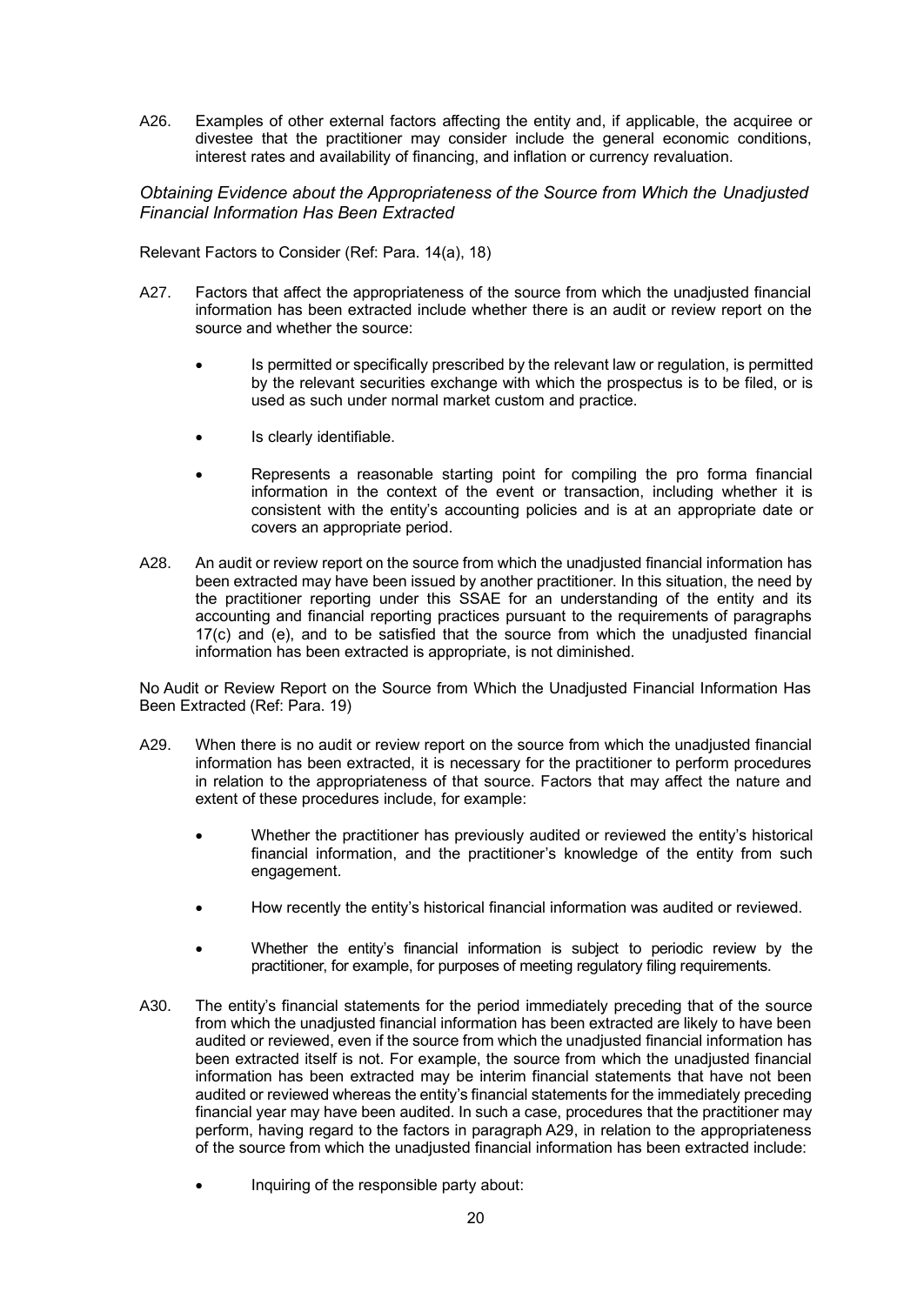A26. Examples of other external factors affecting the entity and, if applicable, the acquiree or divestee that the practitioner may consider include the general economic conditions, interest rates and availability of financing, and inflation or currency revaluation.

### *Obtaining Evidence about the Appropriateness of the Source from Which the Unadjusted Financial Information Has Been Extracted*

Relevant Factors to Consider (Ref: Para. 14(a), 18)

A27. Factors that affect the appropriateness of the source from which the unadjusted financial information has been extracted include whether there is an audit or review report on the source and whether the source:

- Is permitted or specifically prescribed by the relevant law or regulation, is permitted by the relevant securities exchange with which the prospectus is to be filed, or is used as such under normal market custom and practice.
- Is clearly identifiable.
- Represents a reasonable starting point for compiling the pro forma financial information in the context of the event or transaction, including whether it is consistent with the entity's accounting policies and is at an appropriate date or covers an appropriate period.

A28. An audit or review report on the source from which the unadjusted financial information has been extracted may have been issued by another practitioner. In this situation, the need by the practitioner reporting under this SSAE for an understanding of the entity and its accounting and financial reporting practices pursuant to the requirements of paragraphs 17(c) and (e), and to be satisfied that the source from which the unadjusted financial information has been extracted is appropriate, is not diminished.

No Audit or Review Report on the Source from Which the Unadjusted Financial Information Has Been Extracted (Ref: Para. 19)

A29. When there is no audit or review report on the source from which the unadjusted financial information has been extracted, it is necessary for the practitioner to perform procedures in relation to the appropriateness of that source. Factors that may affect the nature and extent of these procedures include, for example:

- Whether the practitioner has previously audited or reviewed the entity's historical financial information, and the practitioner's knowledge of the entity from such engagement.
- How recently the entity's historical financial information was audited or reviewed.
- Whether the entity's financial information is subject to periodic review by the practitioner, for example, for purposes of meeting regulatory filing requirements.

A30. The entity's financial statements for the period immediately preceding that of the source from which the unadjusted financial information has been extracted are likely to have been audited or reviewed, even if the source from which the unadjusted financial information has been extracted itself is not. For example, the source from which the unadjusted financial information has been extracted may be interim financial statements that have not been audited or reviewed whereas the entity's financial statements for the immediately preceding financial year may have been audited. In such a case, procedures that the practitioner may perform, having regard to the factors in paragraph A29, in relation to the appropriateness of the source from which the unadjusted financial information has been extracted include:

- Inquiring of the responsible party about: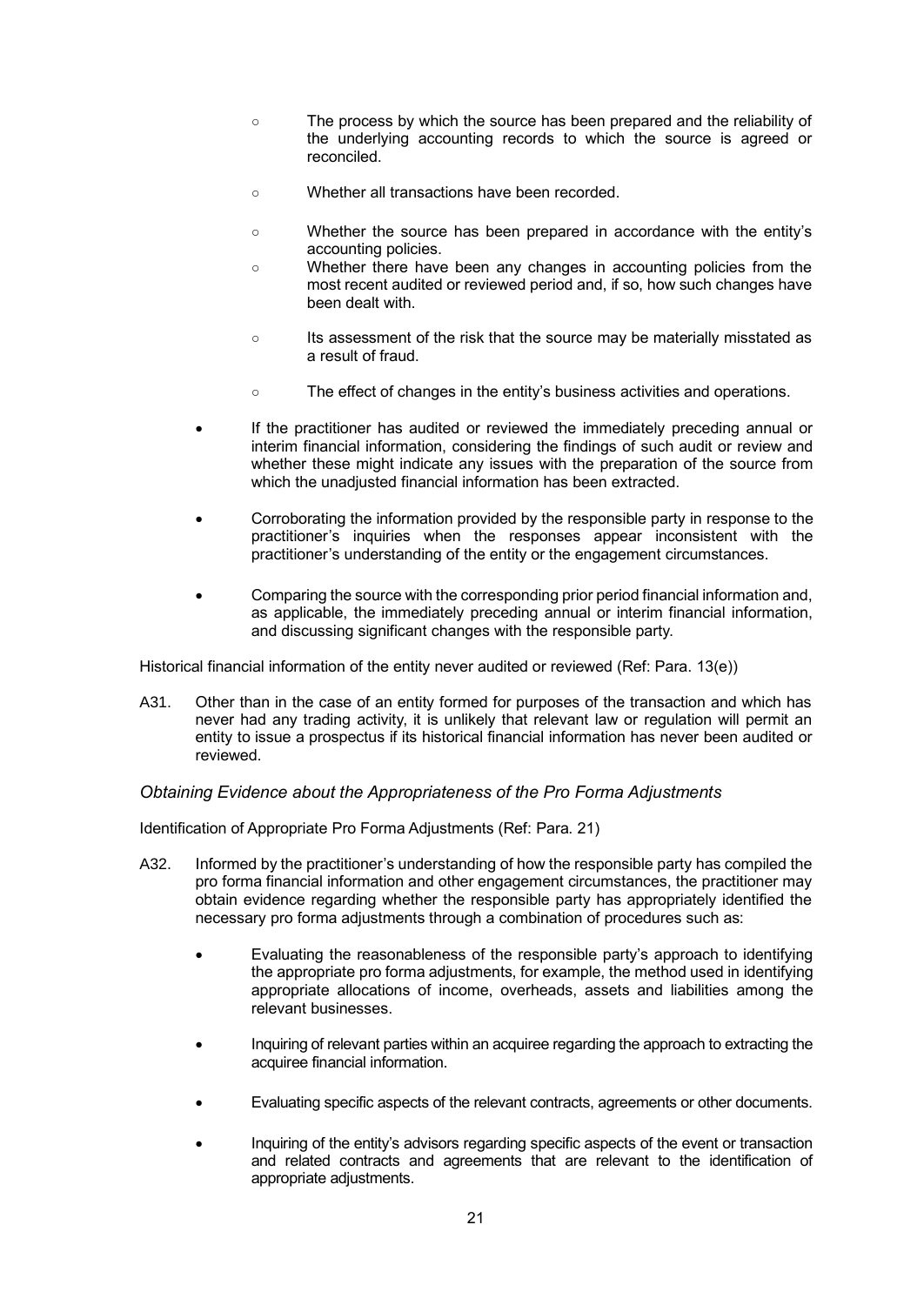- The process by which the source has been prepared and the reliability of the underlying accounting records to which the source is agreed or reconciled.
   - Whether all transactions have been recorded.
   - Whether the source has been prepared in accordance with the entity's accounting policies.
   - Whether there have been any changes in accounting policies from the most recent audited or reviewed period and, if so, how such changes have been dealt with.
   - Its assessment of the risk that the source may be materially misstated as a result of fraud.
   - The effect of changes in the entity's business activities and operations.

- If the practitioner has audited or reviewed the immediately preceding annual or interim financial information, considering the findings of such audit or review and whether these might indicate any issues with the preparation of the source from which the unadjusted financial information has been extracted.
- Corroborating the information provided by the responsible party in response to the practitioner's inquiries when the responses appear inconsistent with the practitioner's understanding of the entity or the engagement circumstances.
- Comparing the source with the corresponding prior period financial information and, as applicable, the immediately preceding annual or interim financial information, and discussing significant changes with the responsible party.

Historical financial information of the entity never audited or reviewed (Ref: Para. 13(e))

A31. Other than in the case of an entity formed for purposes of the transaction and which has never had any trading activity, it is unlikely that relevant law or regulation will permit an entity to issue a prospectus if its historical financial information has never been audited or reviewed.

### *Obtaining Evidence about the Appropriateness of the Pro Forma Adjustments*

Identification of Appropriate Pro Forma Adjustments (Ref: Para. 21)

A32. Informed by the practitioner's understanding of how the responsible party has compiled the pro forma financial information and other engagement circumstances, the practitioner may obtain evidence regarding whether the responsible party has appropriately identified the necessary pro forma adjustments through a combination of procedures such as:

- Evaluating the reasonableness of the responsible party's approach to identifying the appropriate pro forma adjustments, for example, the method used in identifying appropriate allocations of income, overheads, assets and liabilities among the relevant businesses.
- Inquiring of relevant parties within an acquiree regarding the approach to extracting the acquiree financial information.
- Evaluating specific aspects of the relevant contracts, agreements or other documents.
- Inquiring of the entity's advisors regarding specific aspects of the event or transaction and related contracts and agreements that are relevant to the identification of appropriate adjustments.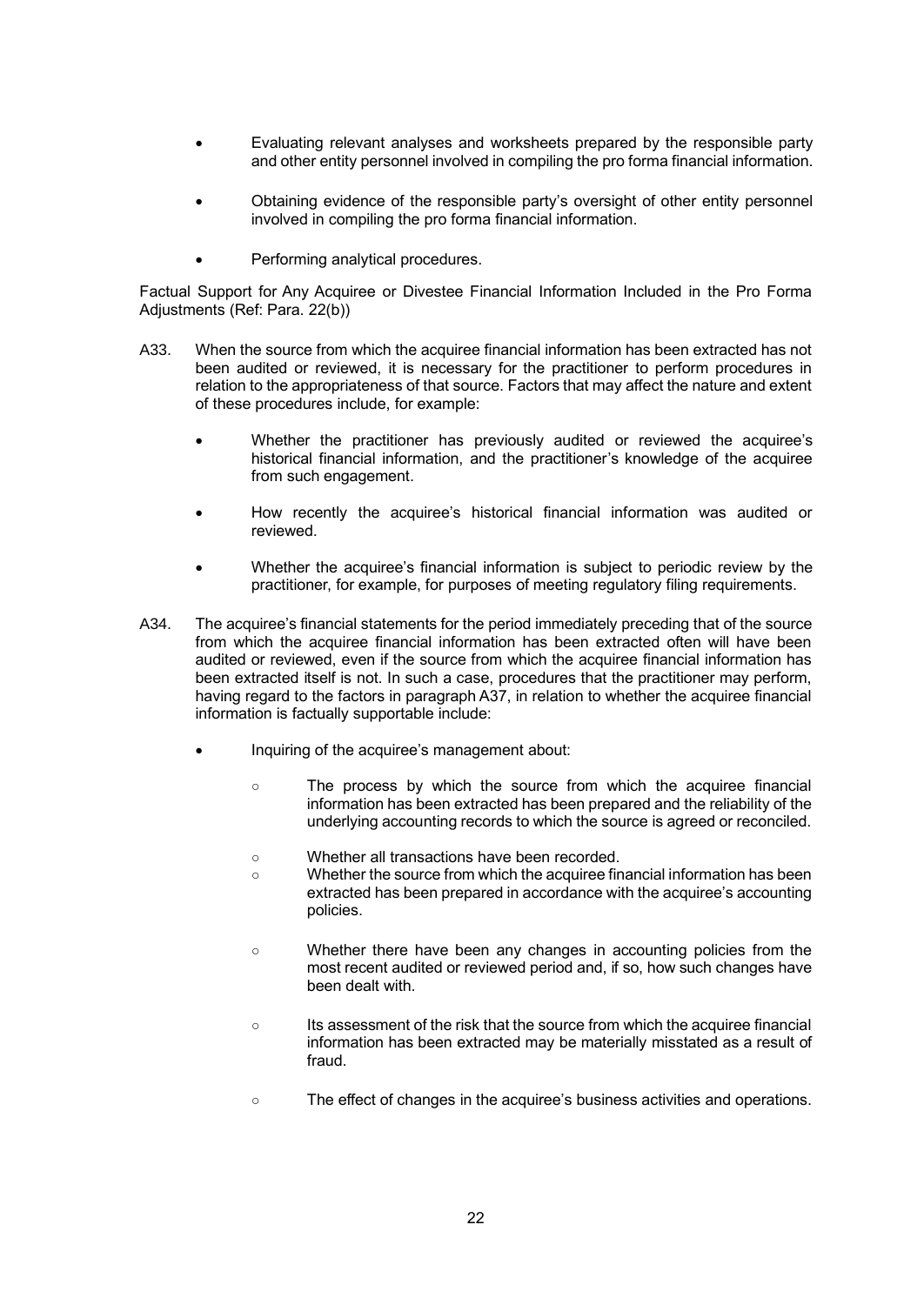- Evaluating relevant analyses and worksheets prepared by the responsible party and other entity personnel involved in compiling the pro forma financial information.

- Obtaining evidence of the responsible party's oversight of other entity personnel involved in compiling the pro forma financial information.

- Performing analytical procedures.

Factual Support for Any Acquiree or Divestee Financial Information Included in the Pro Forma Adjustments (Ref: Para. 22(b))

A33. When the source from which the acquiree financial information has been extracted has not been audited or reviewed, it is necessary for the practitioner to perform procedures in relation to the appropriateness of that source. Factors that may affect the nature and extent of these procedures include, for example:

- Whether the practitioner has previously audited or reviewed the acquiree's historical financial information, and the practitioner's knowledge of the acquiree from such engagement.

- How recently the acquiree's historical financial information was audited or reviewed.

- Whether the acquiree's financial information is subject to periodic review by the practitioner, for example, for purposes of meeting regulatory filing requirements.

A34. The acquiree's financial statements for the period immediately preceding that of the source from which the acquiree financial information has been extracted often will have been audited or reviewed, even if the source from which the acquiree financial information has been extracted itself is not. In such a case, procedures that the practitioner may perform, having regard to the factors in paragraph A37, in relation to whether the acquiree financial information is factually supportable include:

- Inquiring of the acquiree's management about:

  - The process by which the source from which the acquiree financial information has been extracted has been prepared and the reliability of the underlying accounting records to which the source is agreed or reconciled.

  - Whether all transactions have been recorded.

  - Whether the source from which the acquiree financial information has been extracted has been prepared in accordance with the acquiree's accounting policies.

  - Whether there have been any changes in accounting policies from the most recent audited or reviewed period and, if so, how such changes have been dealt with.

  - Its assessment of the risk that the source from which the acquiree financial information has been extracted may be materially misstated as a result of fraud.

  - The effect of changes in the acquiree's business activities and operations.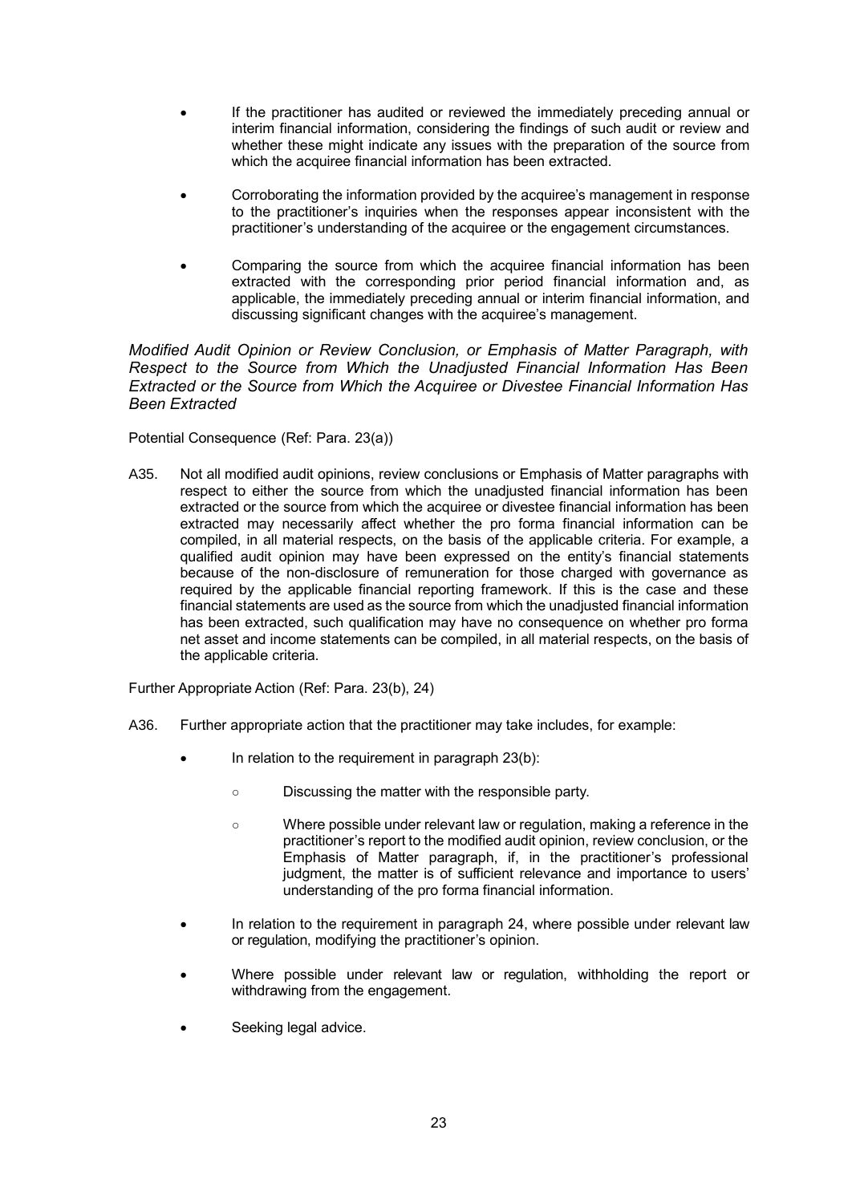- If the practitioner has audited or reviewed the immediately preceding annual or interim financial information, considering the findings of such audit or review and whether these might indicate any issues with the preparation of the source from which the acquiree financial information has been extracted.
- Corroborating the information provided by the acquiree's management in response to the practitioner's inquiries when the responses appear inconsistent with the practitioner's understanding of the acquiree or the engagement circumstances.
- Comparing the source from which the acquiree financial information has been extracted with the corresponding prior period financial information and, as applicable, the immediately preceding annual or interim financial information, and discussing significant changes with the acquiree's management.

*Modified Audit Opinion or Review Conclusion, or Emphasis of Matter Paragraph, with Respect to the Source from Which the Unadjusted Financial Information Has Been Extracted or the Source from Which the Acquiree or Divestee Financial Information Has Been Extracted*

Potential Consequence (Ref: Para. 23(a))

A35. Not all modified audit opinions, review conclusions or Emphasis of Matter paragraphs with respect to either the source from which the unadjusted financial information has been extracted or the source from which the acquiree or divestee financial information has been extracted may necessarily affect whether the pro forma financial information can be compiled, in all material respects, on the basis of the applicable criteria. For example, a qualified audit opinion may have been expressed on the entity's financial statements because of the non-disclosure of remuneration for those charged with governance as required by the applicable financial reporting framework. If this is the case and these financial statements are used as the source from which the unadjusted financial information has been extracted, such qualification may have no consequence on whether pro forma net asset and income statements can be compiled, in all material respects, on the basis of the applicable criteria.

Further Appropriate Action (Ref: Para. 23(b), 24)

A36. Further appropriate action that the practitioner may take includes, for example:

- In relation to the requirement in paragraph 23(b):
  - Discussing the matter with the responsible party.
  - Where possible under relevant law or regulation, making a reference in the practitioner's report to the modified audit opinion, review conclusion, or the Emphasis of Matter paragraph, if, in the practitioner's professional judgment, the matter is of sufficient relevance and importance to users' understanding of the pro forma financial information.
- In relation to the requirement in paragraph 24, where possible under relevant law or regulation, modifying the practitioner's opinion.
- Where possible under relevant law or regulation, withholding the report or withdrawing from the engagement.
- Seeking legal advice.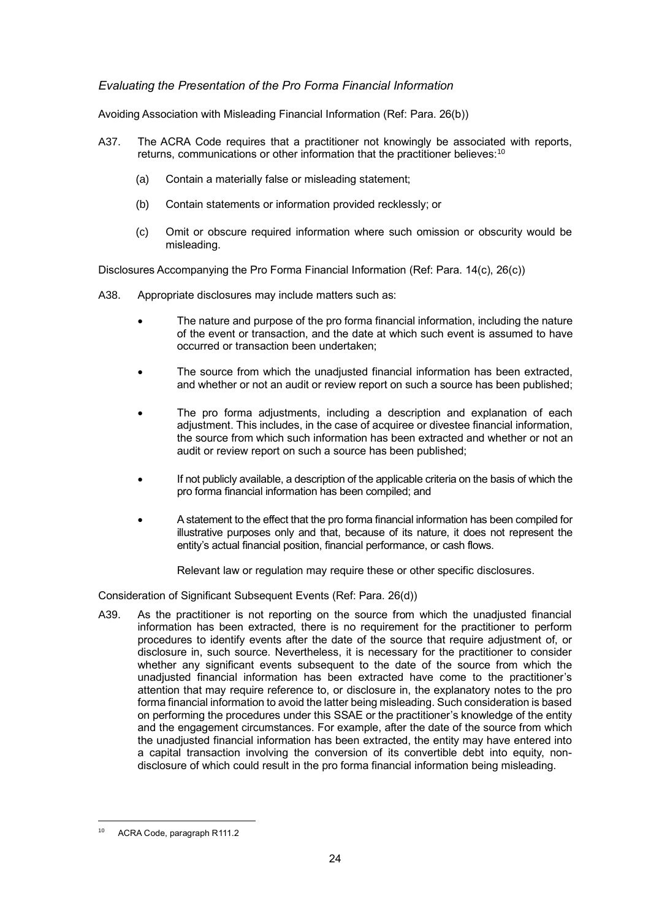### *Evaluating the Presentation of the Pro Forma Financial Information*

Avoiding Association with Misleading Financial Information (Ref: Para. 26(b))

A37. The ACRA Code requires that a practitioner not knowingly be associated with reports, returns, communications or other information that the practitioner believes:[10]

(a) Contain a materially false or misleading statement;

(b) Contain statements or information provided recklessly; or

(c) Omit or obscure required information where such omission or obscurity would be misleading.

Disclosures Accompanying the Pro Forma Financial Information (Ref: Para. 14(c), 26(c))

A38. Appropriate disclosures may include matters such as:

- The nature and purpose of the pro forma financial information, including the nature of the event or transaction, and the date at which such event is assumed to have occurred or transaction been undertaken;
- The source from which the unadjusted financial information has been extracted, and whether or not an audit or review report on such a source has been published;
- The pro forma adjustments, including a description and explanation of each adjustment. This includes, in the case of acquiree or divestee financial information, the source from which such information has been extracted and whether or not an audit or review report on such a source has been published;
- If not publicly available, a description of the applicable criteria on the basis of which the pro forma financial information has been compiled; and
- A statement to the effect that the pro forma financial information has been compiled for illustrative purposes only and that, because of its nature, it does not represent the entity's actual financial position, financial performance, or cash flows.

Relevant law or regulation may require these or other specific disclosures.

Consideration of Significant Subsequent Events (Ref: Para. 26(d))

A39. As the practitioner is not reporting on the source from which the unadjusted financial information has been extracted, there is no requirement for the practitioner to perform procedures to identify events after the date of the source that require adjustment of, or disclosure in, such source. Nevertheless, it is necessary for the practitioner to consider whether any significant events subsequent to the date of the source from which the unadjusted financial information has been extracted have come to the practitioner's attention that may require reference to, or disclosure in, the explanatory notes to the pro forma financial information to avoid the latter being misleading. Such consideration is based on performing the procedures under this SSAE or the practitioner's knowledge of the entity and the engagement circumstances. For example, after the date of the source from which the unadjusted financial information has been extracted, the entity may have entered into a capital transaction involving the conversion of its convertible debt into equity, non-disclosure of which could result in the pro forma financial information being misleading.

---

[10] ACRA Code, paragraph R111.2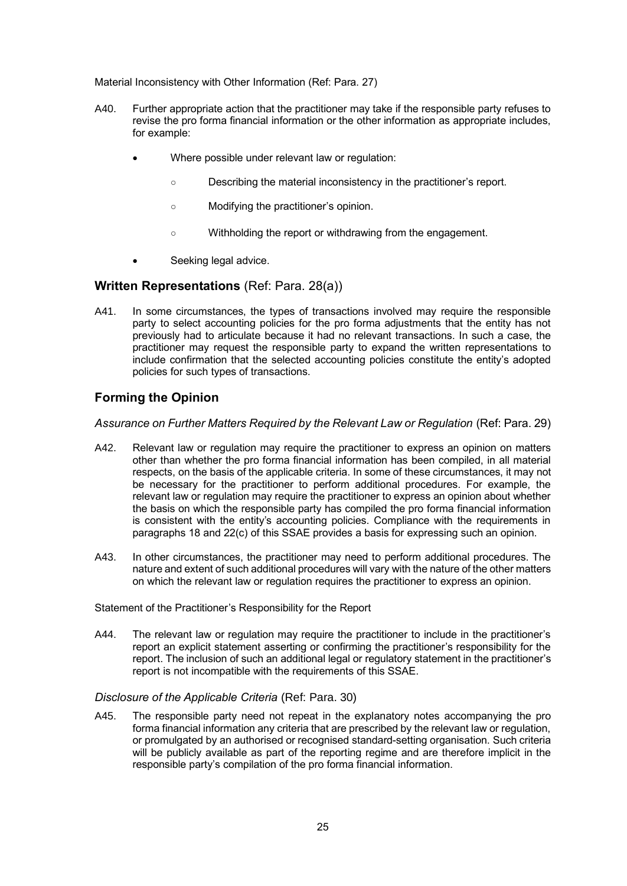Material Inconsistency with Other Information (Ref: Para. 27)

A40. Further appropriate action that the practitioner may take if the responsible party refuses to revise the pro forma financial information or the other information as appropriate includes, for example:

- Where possible under relevant law or regulation:
  - Describing the material inconsistency in the practitioner's report.
  - Modifying the practitioner's opinion.
  - Withholding the report or withdrawing from the engagement.
- Seeking legal advice.

## Written Representations (Ref: Para. 28(a))

A41. In some circumstances, the types of transactions involved may require the responsible party to select accounting policies for the pro forma adjustments that the entity has not previously had to articulate because it had no relevant transactions. In such a case, the practitioner may request the responsible party to expand the written representations to include confirmation that the selected accounting policies constitute the entity's adopted policies for such types of transactions.

## Forming the Opinion

*Assurance on Further Matters Required by the Relevant Law or Regulation* (Ref: Para. 29)

A42. Relevant law or regulation may require the practitioner to express an opinion on matters other than whether the pro forma financial information has been compiled, in all material respects, on the basis of the applicable criteria. In some of these circumstances, it may not be necessary for the practitioner to perform additional procedures. For example, the relevant law or regulation may require the practitioner to express an opinion about whether the basis on which the responsible party has compiled the pro forma financial information is consistent with the entity's accounting policies. Compliance with the requirements in paragraphs 18 and 22(c) of this SSAE provides a basis for expressing such an opinion.

A43. In other circumstances, the practitioner may need to perform additional procedures. The nature and extent of such additional procedures will vary with the nature of the other matters on which the relevant law or regulation requires the practitioner to express an opinion.

Statement of the Practitioner's Responsibility for the Report

A44. The relevant law or regulation may require the practitioner to include in the practitioner's report an explicit statement asserting or confirming the practitioner's responsibility for the report. The inclusion of such an additional legal or regulatory statement in the practitioner's report is not incompatible with the requirements of this SSAE.

*Disclosure of the Applicable Criteria* (Ref: Para. 30)

A45. The responsible party need not repeat in the explanatory notes accompanying the pro forma financial information any criteria that are prescribed by the relevant law or regulation, or promulgated by an authorised or recognised standard-setting organisation. Such criteria will be publicly available as part of the reporting regime and are therefore implicit in the responsible party's compilation of the pro forma financial information.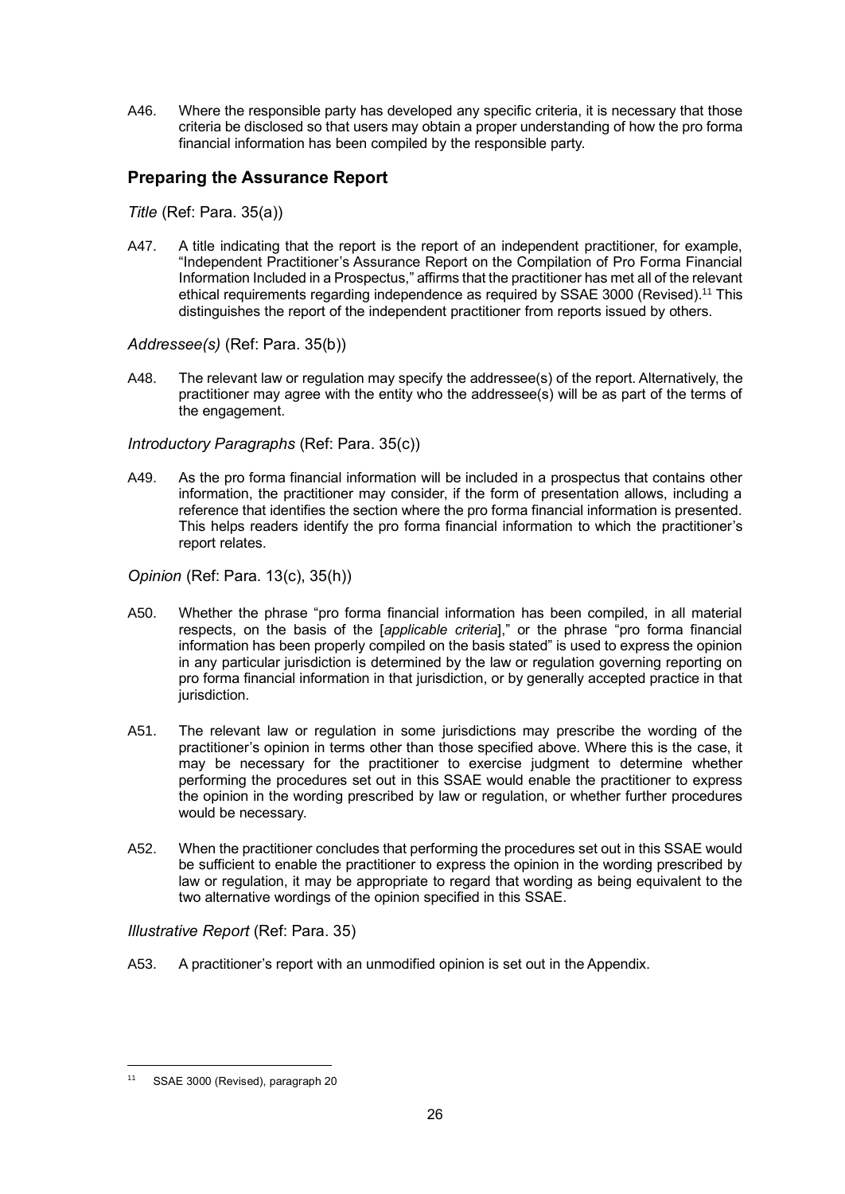A46. Where the responsible party has developed any specific criteria, it is necessary that those criteria be disclosed so that users may obtain a proper understanding of how the pro forma financial information has been compiled by the responsible party.

## Preparing the Assurance Report

*Title* (Ref: Para. 35(a))

A47. A title indicating that the report is the report of an independent practitioner, for example, "Independent Practitioner's Assurance Report on the Compilation of Pro Forma Financial Information Included in a Prospectus," affirms that the practitioner has met all of the relevant ethical requirements regarding independence as required by SSAE 3000 (Revised).[11] This distinguishes the report of the independent practitioner from reports issued by others.

*Addressee(s)* (Ref: Para. 35(b))

A48. The relevant law or regulation may specify the addressee(s) of the report. Alternatively, the practitioner may agree with the entity who the addressee(s) will be as part of the terms of the engagement.

*Introductory Paragraphs* (Ref: Para. 35(c))

A49. As the pro forma financial information will be included in a prospectus that contains other information, the practitioner may consider, if the form of presentation allows, including a reference that identifies the section where the pro forma financial information is presented. This helps readers identify the pro forma financial information to which the practitioner's report relates.

*Opinion* (Ref: Para. 13(c), 35(h))

A50. Whether the phrase "pro forma financial information has been compiled, in all material respects, on the basis of the [*applicable criteria*]," or the phrase "pro forma financial information has been properly compiled on the basis stated" is used to express the opinion in any particular jurisdiction is determined by the law or regulation governing reporting on pro forma financial information in that jurisdiction, or by generally accepted practice in that jurisdiction.

A51. The relevant law or regulation in some jurisdictions may prescribe the wording of the practitioner's opinion in terms other than those specified above. Where this is the case, it may be necessary for the practitioner to exercise judgment to determine whether performing the procedures set out in this SSAE would enable the practitioner to express the opinion in the wording prescribed by law or regulation, or whether further procedures would be necessary.

A52. When the practitioner concludes that performing the procedures set out in this SSAE would be sufficient to enable the practitioner to express the opinion in the wording prescribed by law or regulation, it may be appropriate to regard that wording as being equivalent to the two alternative wordings of the opinion specified in this SSAE.

*Illustrative Report* (Ref: Para. 35)

A53. A practitioner's report with an unmodified opinion is set out in the Appendix.

[11] SSAE 3000 (Revised), paragraph 20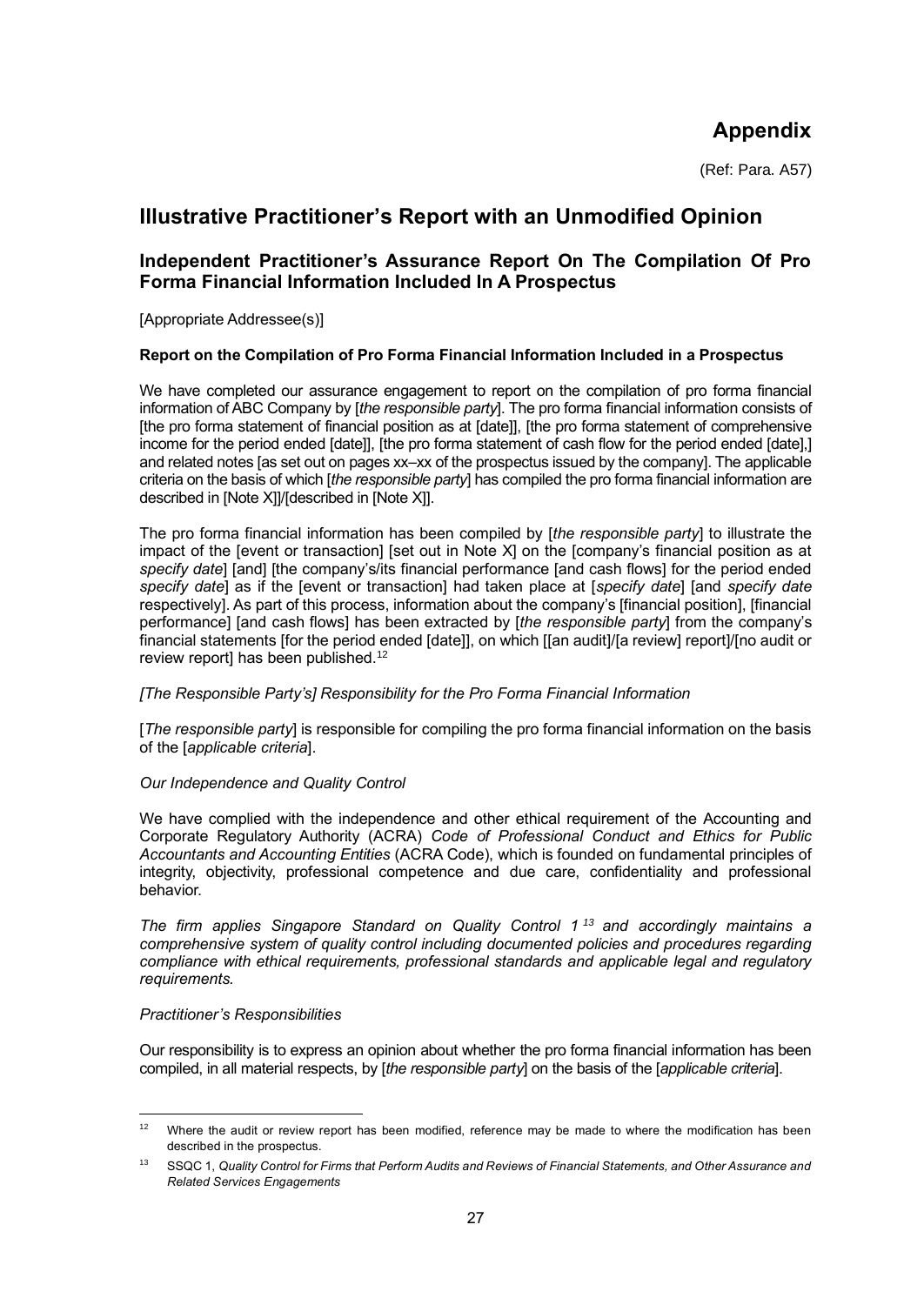# Appendix

(Ref: Para. A57)

## Illustrative Practitioner's Report with an Unmodified Opinion

### Independent Practitioner's Assurance Report On The Compilation Of Pro Forma Financial Information Included In A Prospectus

[Appropriate Addressee(s)]

**Report on the Compilation of Pro Forma Financial Information Included in a Prospectus**

We have completed our assurance engagement to report on the compilation of pro forma financial information of ABC Company by [*the responsible party*]. The pro forma financial information consists of [the pro forma statement of financial position as at [date]], [the pro forma statement of comprehensive income for the period ended [date]], [the pro forma statement of cash flow for the period ended [date],] and related notes [as set out on pages xx–xx of the prospectus issued by the company]. The applicable criteria on the basis of which [*the responsible party*] has compiled the pro forma financial information are described in [Note X]]/[described in [Note X]].

The pro forma financial information has been compiled by [*the responsible party*] to illustrate the impact of the [event or transaction] [set out in Note X] on the [company's financial position as at *specify date*] [and] [the company's/its financial performance [and cash flows] for the period ended *specify date*] as if the [event or transaction] had taken place at [*specify date*] [and *specify date* respectively]. As part of this process, information about the company's [financial position], [financial performance] [and cash flows] has been extracted by [*the responsible party*] from the company's financial statements [for the period ended [date]], on which [[an audit]/[a review] report]/[no audit or review report] has been published.[12]

*[The Responsible Party's] Responsibility for the Pro Forma Financial Information*

[*The responsible party*] is responsible for compiling the pro forma financial information on the basis of the [*applicable criteria*].

*Our Independence and Quality Control*

We have complied with the independence and other ethical requirement of the Accounting and Corporate Regulatory Authority (ACRA) *Code of Professional Conduct and Ethics for Public Accountants and Accounting Entities* (ACRA Code), which is founded on fundamental principles of integrity, objectivity, professional competence and due care, confidentiality and professional behavior.

*The firm applies Singapore Standard on Quality Control 1*[13] *and accordingly maintains a comprehensive system of quality control including documented policies and procedures regarding compliance with ethical requirements, professional standards and applicable legal and regulatory requirements.*

*Practitioner's Responsibilities*

Our responsibility is to express an opinion about whether the pro forma financial information has been compiled, in all material respects, by [*the responsible party*] on the basis of the [*applicable criteria*].

---

[12] Where the audit or review report has been modified, reference may be made to where the modification has been described in the prospectus.

[13] SSQC 1, *Quality Control for Firms that Perform Audits and Reviews of Financial Statements, and Other Assurance and Related Services Engagements*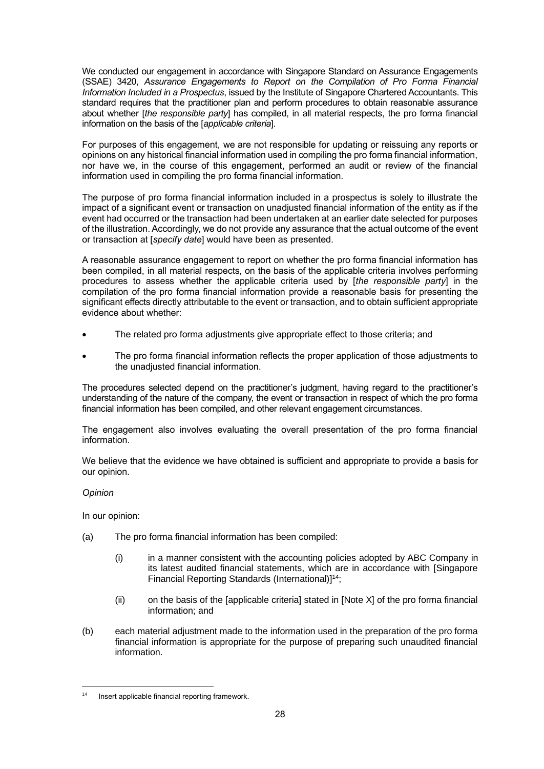We conducted our engagement in accordance with Singapore Standard on Assurance Engagements (SSAE) 3420, *Assurance Engagements to Report on the Compilation of Pro Forma Financial Information Included in a Prospectus*, issued by the Institute of Singapore Chartered Accountants. This standard requires that the practitioner plan and perform procedures to obtain reasonable assurance about whether [*the responsible party*] has compiled, in all material respects, the pro forma financial information on the basis of the [*applicable criteria*].

For purposes of this engagement, we are not responsible for updating or reissuing any reports or opinions on any historical financial information used in compiling the pro forma financial information, nor have we, in the course of this engagement, performed an audit or review of the financial information used in compiling the pro forma financial information.

The purpose of pro forma financial information included in a prospectus is solely to illustrate the impact of a significant event or transaction on unadjusted financial information of the entity as if the event had occurred or the transaction had been undertaken at an earlier date selected for purposes of the illustration. Accordingly, we do not provide any assurance that the actual outcome of the event or transaction at [*specify date*] would have been as presented.

A reasonable assurance engagement to report on whether the pro forma financial information has been compiled, in all material respects, on the basis of the applicable criteria involves performing procedures to assess whether the applicable criteria used by [*the responsible party*] in the compilation of the pro forma financial information provide a reasonable basis for presenting the significant effects directly attributable to the event or transaction, and to obtain sufficient appropriate evidence about whether:

- The related pro forma adjustments give appropriate effect to those criteria; and
- The pro forma financial information reflects the proper application of those adjustments to the unadjusted financial information.

The procedures selected depend on the practitioner's judgment, having regard to the practitioner's understanding of the nature of the company, the event or transaction in respect of which the pro forma financial information has been compiled, and other relevant engagement circumstances.

The engagement also involves evaluating the overall presentation of the pro forma financial information.

We believe that the evidence we have obtained is sufficient and appropriate to provide a basis for our opinion.

*Opinion*

In our opinion:

(a) The pro forma financial information has been compiled:

  (i) in a manner consistent with the accounting policies adopted by ABC Company in its latest audited financial statements, which are in accordance with [Singapore Financial Reporting Standards (International)][14];

  (ii) on the basis of the [applicable criteria] stated in [Note X] of the pro forma financial information; and

(b) each material adjustment made to the information used in the preparation of the pro forma financial information is appropriate for the purpose of preparing such unaudited financial information.

---

[14] Insert applicable financial reporting framework.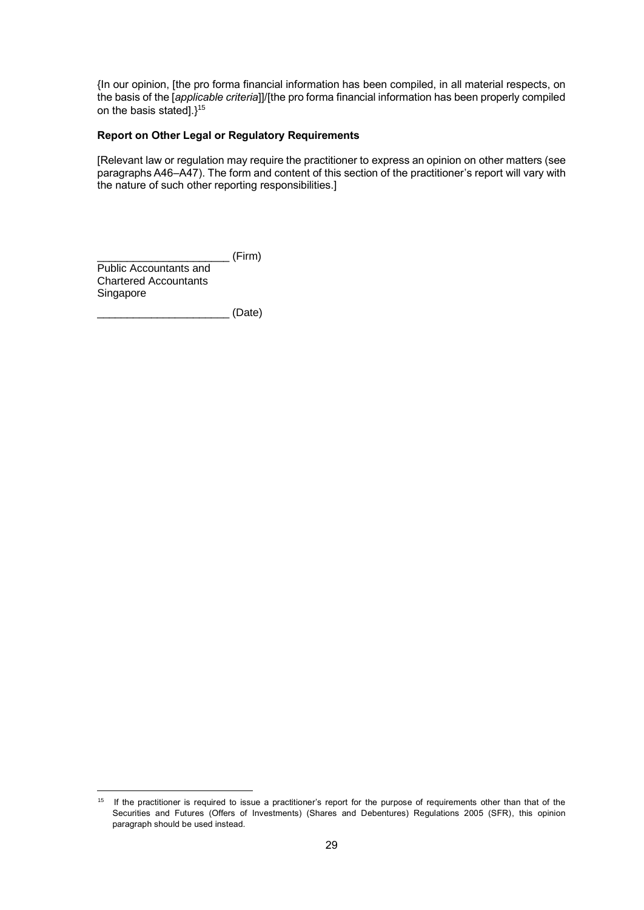{In our opinion, [the pro forma financial information has been compiled, in all material respects, on the basis of the [*applicable criteria*]]/[the pro forma financial information has been properly compiled on the basis stated].}[15]

**Report on Other Legal or Regulatory Requirements**

[Relevant law or regulation may require the practitioner to express an opinion on other matters (see paragraphs A46–A47). The form and content of this section of the practitioner's report will vary with the nature of such other reporting responsibilities.]

______________________ (Firm)
Public Accountants and
Chartered Accountants
Singapore

______________________ (Date)

---

[15] If the practitioner is required to issue a practitioner's report for the purpose of requirements other than that of the Securities and Futures (Offers of Investments) (Shares and Debentures) Regulations 2005 (SFR), this opinion paragraph should be used instead.